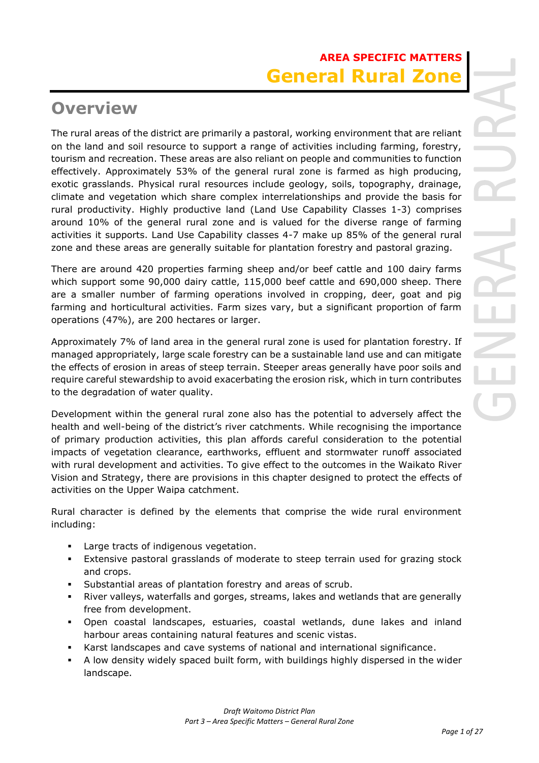**AREA SPECIFIC MATTERS**

# General Rural Zone

## Overview

The rural areas of the district are primarily a pastoral, working environment that are reliant on the land and soil resource to support a range of activities including farming, forestry, tourism and recreation. These areas are also reliant on people and communities to function effectively. Approximately 53% of the general rural zone is farmed as high producing, exotic grasslands. Physical rural resources include geology, soils, topography, drainage, climate and vegetation which share complex interrelationships and provide the basis for rural productivity. Highly productive land (Land Use Capability Classes 1-3) comprises around 10% of the general rural zone and is valued for the diverse range of farming activities it supports. Land Use Capability classes 4-7 make up 85% of the general rural zone and these areas are generally suitable for plantation forestry and pastoral grazing.

There are around 420 properties farming sheep and/or beef cattle and 100 dairy farms which support some 90,000 dairy cattle, 115,000 beef cattle and 690,000 sheep. There are a smaller number of farming operations involved in cropping, deer, goat and pig farming and horticultural activities. Farm sizes vary, but a significant proportion of farm operations (47%), are 200 hectares or larger.

Approximately 7% of land area in the general rural zone is used for plantation forestry. If managed appropriately, large scale forestry can be a sustainable land use and can mitigate the effects of erosion in areas of steep terrain. Steeper areas generally have poor soils and require careful stewardship to avoid exacerbating the erosion risk, which in turn contributes to the degradation of water quality.

Development within the general rural zone also has the potential to adversely affect the health and well-being of the district's river catchments. While recognising the importance of primary production activities, this plan affords careful consideration to the potential impacts of vegetation clearance, earthworks, effluent and stormwater runoff associated with rural development and activities. To give effect to the outcomes in the Waikato River Vision and Strategy, there are provisions in this chapter designed to protect the effects of activities on the Upper Waipa catchment.

Rural character is defined by the elements that comprise the wide rural environment including:

- Large tracts of indigenous vegetation.
- Extensive pastoral grasslands of moderate to steep terrain used for grazing stock and crops.
- Substantial areas of plantation forestry and areas of scrub.
- River valleys, waterfalls and gorges, streams, lakes and wetlands that are generally free from development.
- Open coastal landscapes, estuaries, coastal wetlands, dune lakes and inland harbour areas containing natural features and scenic vistas.
- Karst landscapes and cave systems of national and international significance.
- A low density widely spaced built form, with buildings highly dispersed in the wider landscape.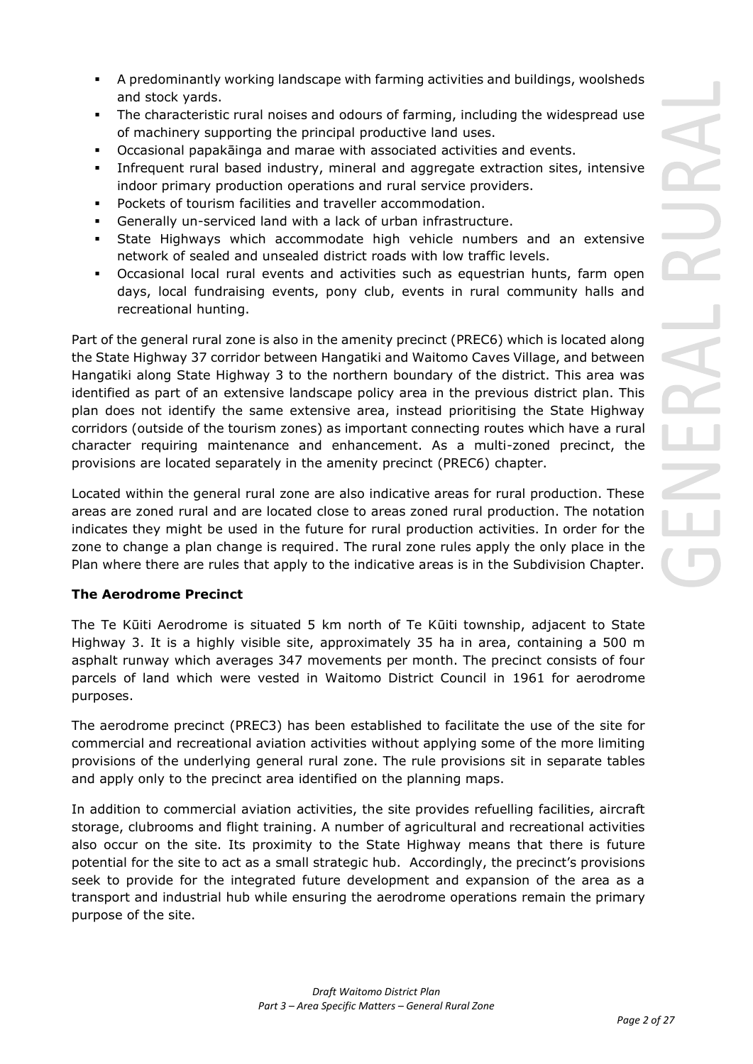- A predominantly working landscape with farming activities and buildings, woolsheds and stock yards.
- The characteristic rural noises and odours of farming, including the widespread use of machinery supporting the principal productive land uses.
- Occasional papakāinga and marae with associated activities and events.
- Infrequent rural based industry, mineral and aggregate extraction sites, intensive indoor primary production operations and rural service providers.
- Pockets of tourism facilities and traveller accommodation.
- Generally un-serviced land with a lack of urban infrastructure.
- State Highways which accommodate high vehicle numbers and an extensive network of sealed and unsealed district roads with low traffic levels.
- Occasional local rural events and activities such as equestrian hunts, farm open days, local fundraising events, pony club, events in rural community halls and recreational hunting.

Part of the general rural zone is also in the amenity precinct (PREC6) which is located along the State Highway 37 corridor between Hangatiki and Waitomo Caves Village, and between Hangatiki along State Highway 3 to the northern boundary of the district. This area was identified as part of an extensive landscape policy area in the previous district plan. This plan does not identify the same extensive area, instead prioritising the State Highway corridors (outside of the tourism zones) as important connecting routes which have a rural character requiring maintenance and enhancement. As a multi-zoned precinct, the provisions are located separately in the amenity precinct (PREC6) chapter.

Located within the general rural zone are also indicative areas for rural production. These areas are zoned rural and are located close to areas zoned rural production. The notation indicates they might be used in the future for rural production activities. In order for the zone to change a plan change is required. The rural zone rules apply the only place in the Plan where there are rules that apply to the indicative areas is in the Subdivision Chapter.

**The Aerodrome Precinct**

The Te Kūiti Aerodrome is situated 5 km north of Te Kūiti township, adjacent to State Highway 3. It is a highly visible site, approximately 35 ha in area, containing a 500 m asphalt runway which averages 347 movements per month. The precinct consists of four parcels of land which were vested in Waitomo District Council in 1961 for aerodrome purposes.

The aerodrome precinct (PREC3) has been established to facilitate the use of the site for commercial and recreational aviation activities without applying some of the more limiting provisions of the underlying general rural zone. The rule provisions sit in separate tables and apply only to the precinct area identified on the planning maps.

In addition to commercial aviation activities, the site provides refuelling facilities, aircraft storage, clubrooms and flight training. A number of agricultural and recreational activities also occur on the site. Its proximity to the State Highway means that there is future potential for the site to act as a small strategic hub. Accordingly, the precinct's provisions seek to provide for the integrated future development and expansion of the area as a transport and industrial hub while ensuring the aerodrome operations remain the primary purpose of the site.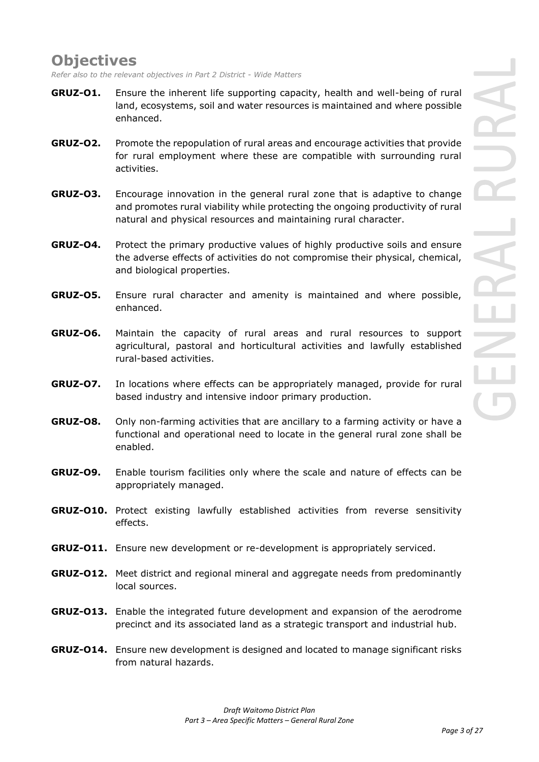## Objectives

*Refer also to the relevant objectives in Part 2 District - Wide Matters*

**GRUZ-O1.** Ensure the inherent life supporting capacity, health and well-being of rural land, ecosystems, soil and water resources is maintained and where possible enhanced.

**GRUZ-O2.** Promote the repopulation of rural areas and encourage activities that provide for rural employment where these are compatible with surrounding rural activities.

**GRUZ-O3.** Encourage innovation in the general rural zone that is adaptive to change and promotes rural viability while protecting the ongoing productivity of rural natural and physical resources and maintaining rural character.

**GRUZ-O4.** Protect the primary productive values of highly productive soils and ensure the adverse effects of activities do not compromise their physical, chemical, and biological properties.

**GRUZ-O5.** Ensure rural character and amenity is maintained and where possible, enhanced.

**GRUZ-O6.** Maintain the capacity of rural areas and rural resources to support agricultural, pastoral and horticultural activities and lawfully established rural-based activities.

**GRUZ-O7.** In locations where effects can be appropriately managed, provide for rural based industry and intensive indoor primary production.

**GRUZ-O8.** Only non-farming activities that are ancillary to a farming activity or have a functional and operational need to locate in the general rural zone shall be enabled.

**GRUZ-O9.** Enable tourism facilities only where the scale and nature of effects can be appropriately managed.

**GRUZ-O10.** Protect existing lawfully established activities from reverse sensitivity effects.

**GRUZ-O11.** Ensure new development or re-development is appropriately serviced.

**GRUZ-O12.** Meet district and regional mineral and aggregate needs from predominantly local sources.

**GRUZ-O13.** Enable the integrated future development and expansion of the aerodrome precinct and its associated land as a strategic transport and industrial hub.

**GRUZ-O14.** Ensure new development is designed and located to manage significant risks from natural hazards.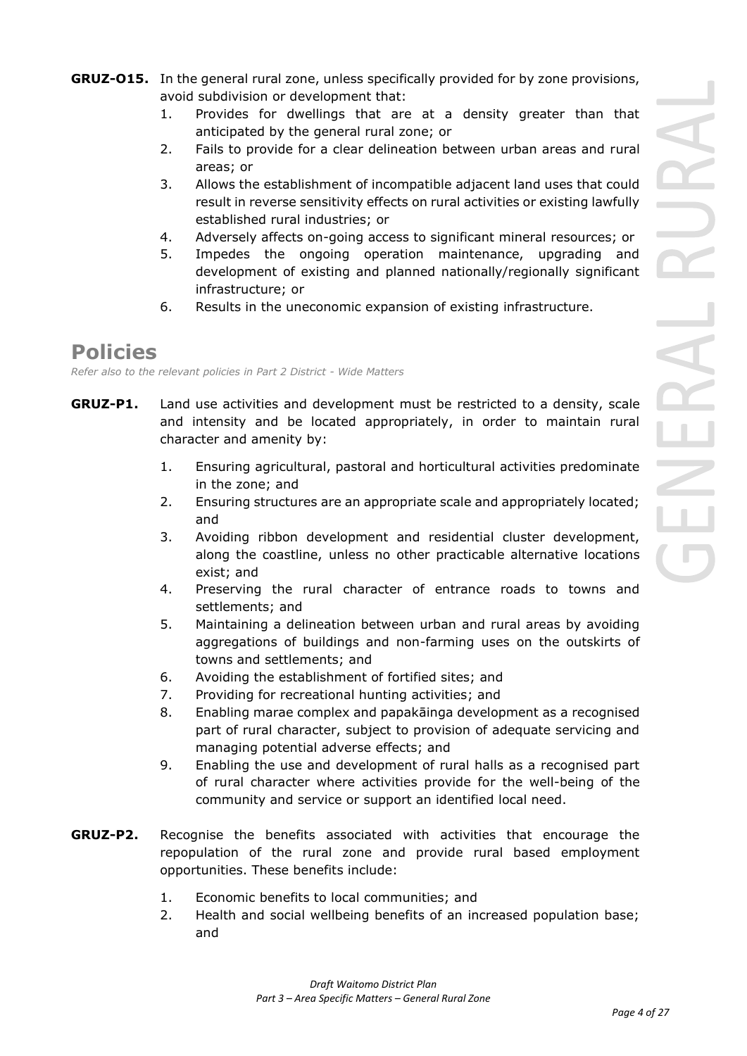**GRUZ-O15.** In the general rural zone, unless specifically provided for by zone provisions, avoid subdivision or development that:

1. Provides for dwellings that are at a density greater than that anticipated by the general rural zone; or
2. Fails to provide for a clear delineation between urban areas and rural areas; or
3. Allows the establishment of incompatible adjacent land uses that could result in reverse sensitivity effects on rural activities or existing lawfully established rural industries; or
4. Adversely affects on-going access to significant mineral resources; or
5. Impedes the ongoing operation maintenance, upgrading and development of existing and planned nationally/regionally significant infrastructure; or
6. Results in the uneconomic expansion of existing infrastructure.

## Policies

*Refer also to the relevant policies in Part 2 District - Wide Matters*

**GRUZ-P1.** Land use activities and development must be restricted to a density, scale and intensity and be located appropriately, in order to maintain rural character and amenity by:

1. Ensuring agricultural, pastoral and horticultural activities predominate in the zone; and
2. Ensuring structures are an appropriate scale and appropriately located; and
3. Avoiding ribbon development and residential cluster development, along the coastline, unless no other practicable alternative locations exist; and
4. Preserving the rural character of entrance roads to towns and settlements; and
5. Maintaining a delineation between urban and rural areas by avoiding aggregations of buildings and non-farming uses on the outskirts of towns and settlements; and
6. Avoiding the establishment of fortified sites; and
7. Providing for recreational hunting activities; and
8. Enabling marae complex and papakāinga development as a recognised part of rural character, subject to provision of adequate servicing and managing potential adverse effects; and
9. Enabling the use and development of rural halls as a recognised part of rural character where activities provide for the well-being of the community and service or support an identified local need.

**GRUZ-P2.** Recognise the benefits associated with activities that encourage the repopulation of the rural zone and provide rural based employment opportunities. These benefits include:

1. Economic benefits to local communities; and
2. Health and social wellbeing benefits of an increased population base; and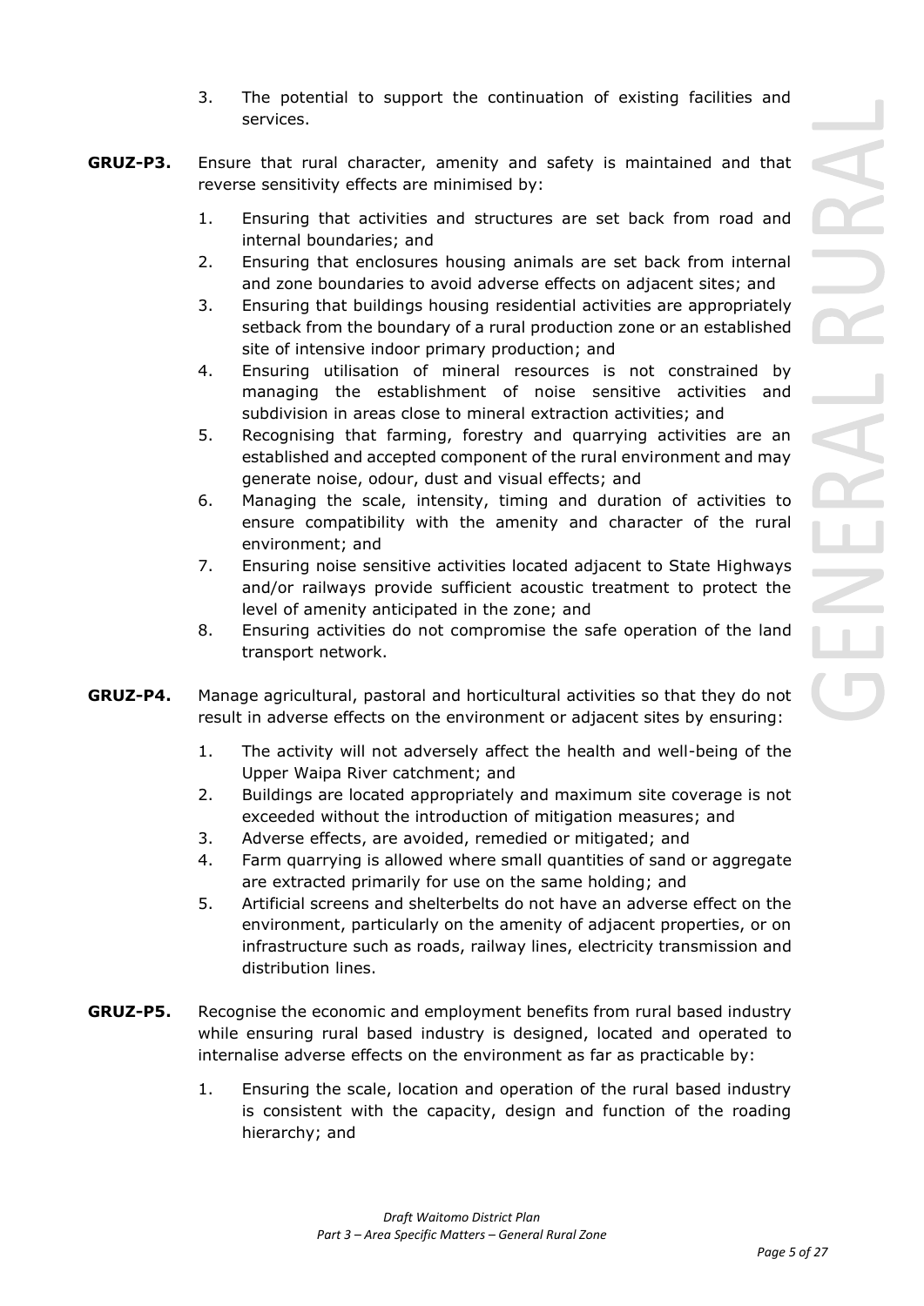3. The potential to support the continuation of existing facilities and services.

**GRUZ-P3.** Ensure that rural character, amenity and safety is maintained and that reverse sensitivity effects are minimised by:

1. Ensuring that activities and structures are set back from road and internal boundaries; and
2. Ensuring that enclosures housing animals are set back from internal and zone boundaries to avoid adverse effects on adjacent sites; and
3. Ensuring that buildings housing residential activities are appropriately setback from the boundary of a rural production zone or an established site of intensive indoor primary production; and
4. Ensuring utilisation of mineral resources is not constrained by managing the establishment of noise sensitive activities and subdivision in areas close to mineral extraction activities; and
5. Recognising that farming, forestry and quarrying activities are an established and accepted component of the rural environment and may generate noise, odour, dust and visual effects; and
6. Managing the scale, intensity, timing and duration of activities to ensure compatibility with the amenity and character of the rural environment; and
7. Ensuring noise sensitive activities located adjacent to State Highways and/or railways provide sufficient acoustic treatment to protect the level of amenity anticipated in the zone; and
8. Ensuring activities do not compromise the safe operation of the land transport network.

**GRUZ-P4.** Manage agricultural, pastoral and horticultural activities so that they do not result in adverse effects on the environment or adjacent sites by ensuring:

1. The activity will not adversely affect the health and well-being of the Upper Waipa River catchment; and
2. Buildings are located appropriately and maximum site coverage is not exceeded without the introduction of mitigation measures; and
3. Adverse effects, are avoided, remedied or mitigated; and
4. Farm quarrying is allowed where small quantities of sand or aggregate are extracted primarily for use on the same holding; and
5. Artificial screens and shelterbelts do not have an adverse effect on the environment, particularly on the amenity of adjacent properties, or on infrastructure such as roads, railway lines, electricity transmission and distribution lines.

**GRUZ-P5.** Recognise the economic and employment benefits from rural based industry while ensuring rural based industry is designed, located and operated to internalise adverse effects on the environment as far as practicable by:

1. Ensuring the scale, location and operation of the rural based industry is consistent with the capacity, design and function of the roading hierarchy; and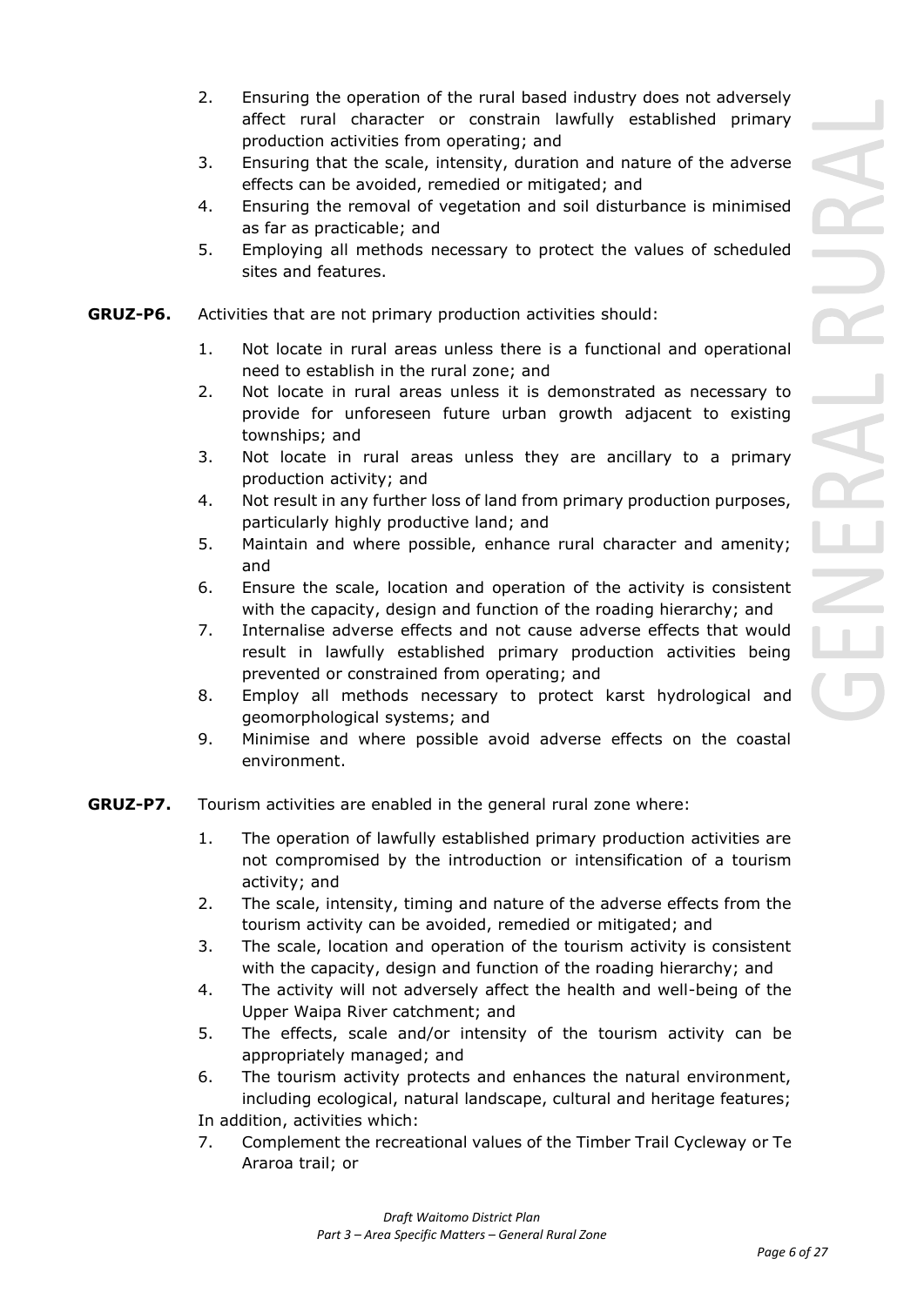2. Ensuring the operation of the rural based industry does not adversely affect rural character or constrain lawfully established primary production activities from operating; and
3. Ensuring that the scale, intensity, duration and nature of the adverse effects can be avoided, remedied or mitigated; and
4. Ensuring the removal of vegetation and soil disturbance is minimised as far as practicable; and
5. Employing all methods necessary to protect the values of scheduled sites and features.

**GRUZ-P6.** Activities that are not primary production activities should:

1. Not locate in rural areas unless there is a functional and operational need to establish in the rural zone; and
2. Not locate in rural areas unless it is demonstrated as necessary to provide for unforeseen future urban growth adjacent to existing townships; and
3. Not locate in rural areas unless they are ancillary to a primary production activity; and
4. Not result in any further loss of land from primary production purposes, particularly highly productive land; and
5. Maintain and where possible, enhance rural character and amenity; and
6. Ensure the scale, location and operation of the activity is consistent with the capacity, design and function of the roading hierarchy; and
7. Internalise adverse effects and not cause adverse effects that would result in lawfully established primary production activities being prevented or constrained from operating; and
8. Employ all methods necessary to protect karst hydrological and geomorphological systems; and
9. Minimise and where possible avoid adverse effects on the coastal environment.

**GRUZ-P7.** Tourism activities are enabled in the general rural zone where:

1. The operation of lawfully established primary production activities are not compromised by the introduction or intensification of a tourism activity; and
2. The scale, intensity, timing and nature of the adverse effects from the tourism activity can be avoided, remedied or mitigated; and
3. The scale, location and operation of the tourism activity is consistent with the capacity, design and function of the roading hierarchy; and
4. The activity will not adversely affect the health and well-being of the Upper Waipa River catchment; and
5. The effects, scale and/or intensity of the tourism activity can be appropriately managed; and
6. The tourism activity protects and enhances the natural environment, including ecological, natural landscape, cultural and heritage features;

In addition, activities which:

7. Complement the recreational values of the Timber Trail Cycleway or Te Araroa trail; or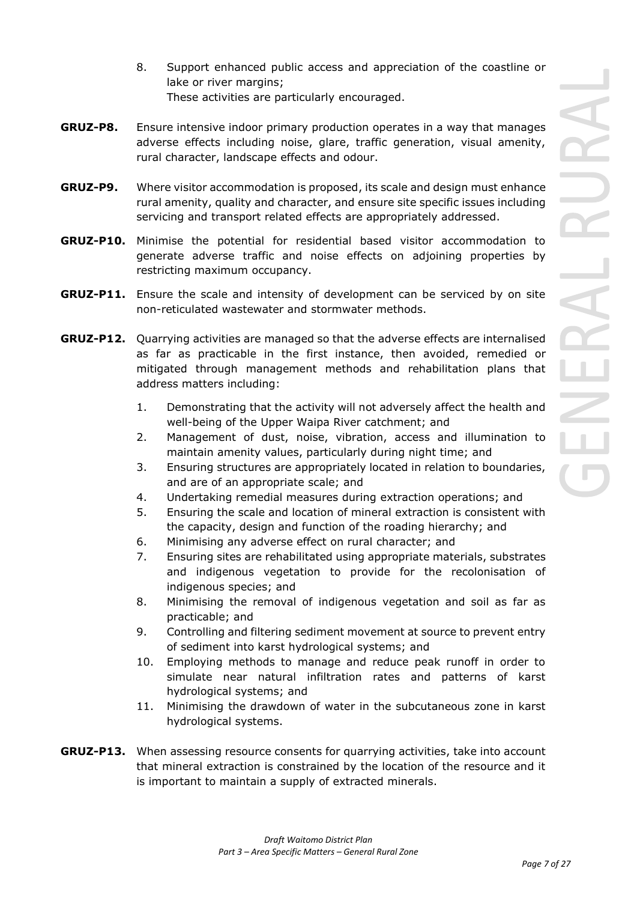8. Support enhanced public access and appreciation of the coastline or lake or river margins;

   These activities are particularly encouraged.

**GRUZ-P8.** Ensure intensive indoor primary production operates in a way that manages adverse effects including noise, glare, traffic generation, visual amenity, rural character, landscape effects and odour.

**GRUZ-P9.** Where visitor accommodation is proposed, its scale and design must enhance rural amenity, quality and character, and ensure site specific issues including servicing and transport related effects are appropriately addressed.

**GRUZ-P10.** Minimise the potential for residential based visitor accommodation to generate adverse traffic and noise effects on adjoining properties by restricting maximum occupancy.

**GRUZ-P11.** Ensure the scale and intensity of development can be serviced by on site non-reticulated wastewater and stormwater methods.

**GRUZ-P12.** Quarrying activities are managed so that the adverse effects are internalised as far as practicable in the first instance, then avoided, remedied or mitigated through management methods and rehabilitation plans that address matters including:

1. Demonstrating that the activity will not adversely affect the health and well-being of the Upper Waipa River catchment; and
2. Management of dust, noise, vibration, access and illumination to maintain amenity values, particularly during night time; and
3. Ensuring structures are appropriately located in relation to boundaries, and are of an appropriate scale; and
4. Undertaking remedial measures during extraction operations; and
5. Ensuring the scale and location of mineral extraction is consistent with the capacity, design and function of the roading hierarchy; and
6. Minimising any adverse effect on rural character; and
7. Ensuring sites are rehabilitated using appropriate materials, substrates and indigenous vegetation to provide for the recolonisation of indigenous species; and
8. Minimising the removal of indigenous vegetation and soil as far as practicable; and
9. Controlling and filtering sediment movement at source to prevent entry of sediment into karst hydrological systems; and
10. Employing methods to manage and reduce peak runoff in order to simulate near natural infiltration rates and patterns of karst hydrological systems; and
11. Minimising the drawdown of water in the subcutaneous zone in karst hydrological systems.

**GRUZ-P13.** When assessing resource consents for quarrying activities, take into account that mineral extraction is constrained by the location of the resource and it is important to maintain a supply of extracted minerals.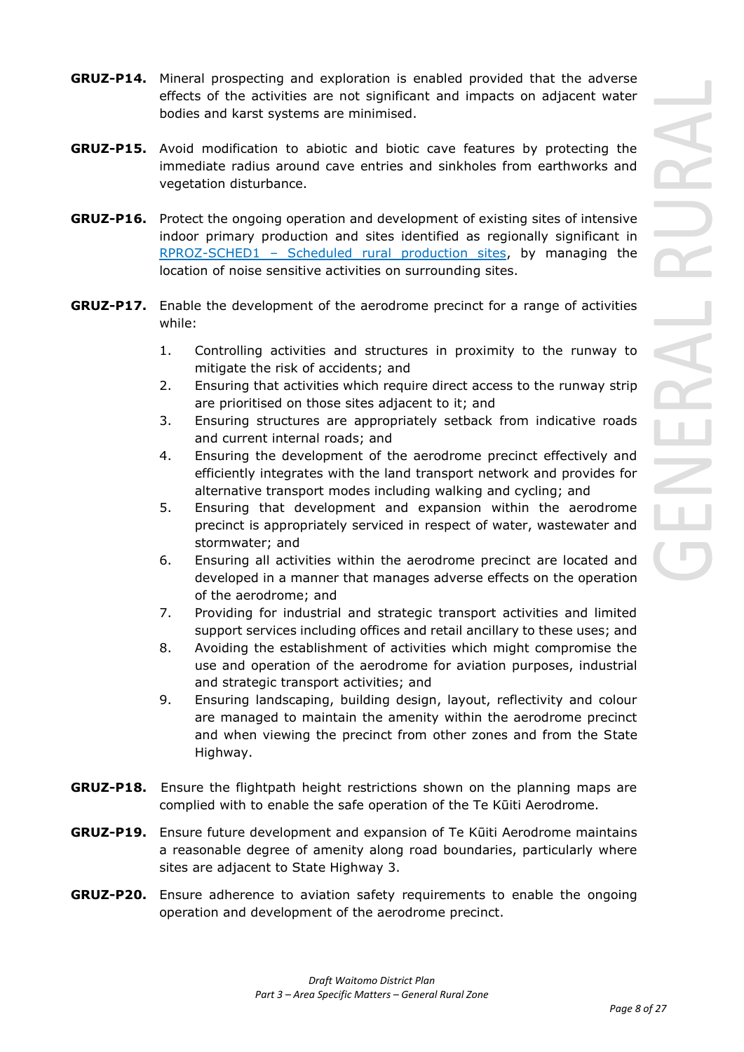**GRUZ-P14.** Mineral prospecting and exploration is enabled provided that the adverse effects of the activities are not significant and impacts on adjacent water bodies and karst systems are minimised.

**GRUZ-P15.** Avoid modification to abiotic and biotic cave features by protecting the immediate radius around cave entries and sinkholes from earthworks and vegetation disturbance.

**GRUZ-P16.** Protect the ongoing operation and development of existing sites of intensive indoor primary production and sites identified as regionally significant in RPROZ-SCHED1 – Scheduled rural production sites, by managing the location of noise sensitive activities on surrounding sites.

**GRUZ-P17.** Enable the development of the aerodrome precinct for a range of activities while:

1. Controlling activities and structures in proximity to the runway to mitigate the risk of accidents; and
2. Ensuring that activities which require direct access to the runway strip are prioritised on those sites adjacent to it; and
3. Ensuring structures are appropriately setback from indicative roads and current internal roads; and
4. Ensuring the development of the aerodrome precinct effectively and efficiently integrates with the land transport network and provides for alternative transport modes including walking and cycling; and
5. Ensuring that development and expansion within the aerodrome precinct is appropriately serviced in respect of water, wastewater and stormwater; and
6. Ensuring all activities within the aerodrome precinct are located and developed in a manner that manages adverse effects on the operation of the aerodrome; and
7. Providing for industrial and strategic transport activities and limited support services including offices and retail ancillary to these uses; and
8. Avoiding the establishment of activities which might compromise the use and operation of the aerodrome for aviation purposes, industrial and strategic transport activities; and
9. Ensuring landscaping, building design, layout, reflectivity and colour are managed to maintain the amenity within the aerodrome precinct and when viewing the precinct from other zones and from the State Highway.

**GRUZ-P18.** Ensure the flightpath height restrictions shown on the planning maps are complied with to enable the safe operation of the Te Kūiti Aerodrome.

**GRUZ-P19.** Ensure future development and expansion of Te Kūiti Aerodrome maintains a reasonable degree of amenity along road boundaries, particularly where sites are adjacent to State Highway 3.

**GRUZ-P20.** Ensure adherence to aviation safety requirements to enable the ongoing operation and development of the aerodrome precinct.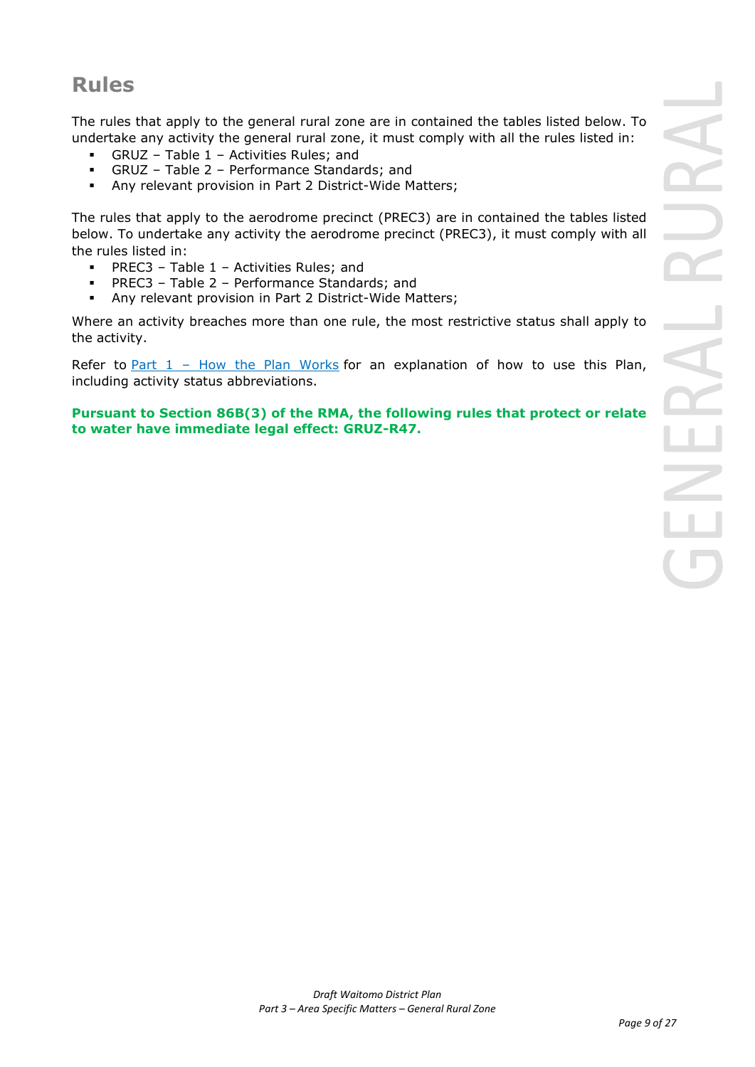## Rules

The rules that apply to the general rural zone are in contained the tables listed below. To undertake any activity the general rural zone, it must comply with all the rules listed in:

- GRUZ – Table 1 – Activities Rules; and
- GRUZ – Table 2 – Performance Standards; and
- Any relevant provision in Part 2 District-Wide Matters;

The rules that apply to the aerodrome precinct (PREC3) are in contained the tables listed below. To undertake any activity the aerodrome precinct (PREC3), it must comply with all the rules listed in:

- PREC3 – Table 1 – Activities Rules; and
- PREC3 – Table 2 – Performance Standards; and
- Any relevant provision in Part 2 District-Wide Matters;

Where an activity breaches more than one rule, the most restrictive status shall apply to the activity.

Refer to [Part 1 – How the Plan Works] for an explanation of how to use this Plan, including activity status abbreviations.

**Pursuant to Section 86B(3) of the RMA, the following rules that protect or relate to water have immediate legal effect: GRUZ-R47.**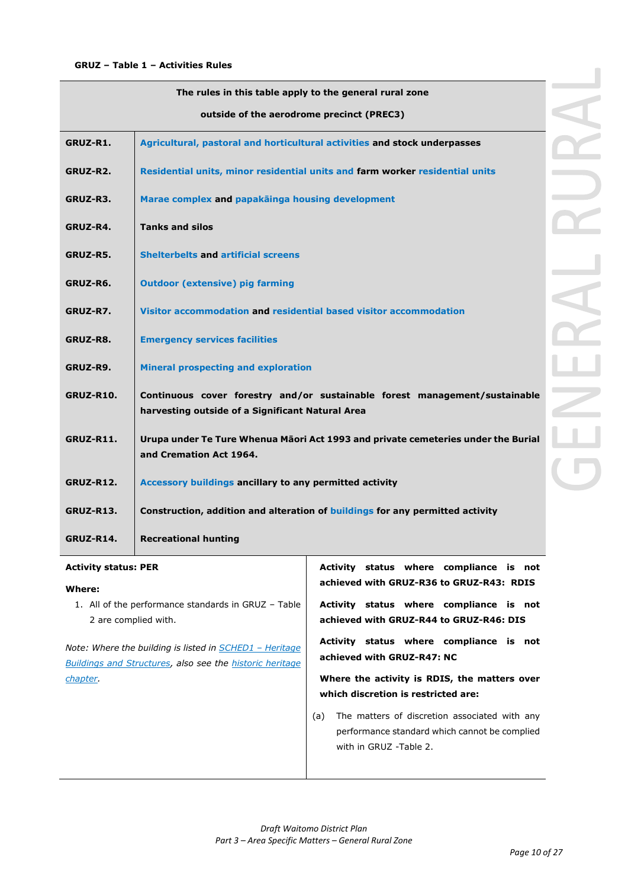**GRUZ – Table 1 – Activities Rules**

| The rules in this table apply to the general rural zone outside of the aerodrome precinct (PREC3) | |
|---|---|
| **GRUZ-R1.** | **Agricultural, pastoral and horticultural activities and stock underpasses** |
| **GRUZ-R2.** | **Residential units, minor residential units and farm worker residential units** |
| **GRUZ-R3.** | **Marae complex and papakāinga housing development** |
| **GRUZ-R4.** | **Tanks and silos** |
| **GRUZ-R5.** | **Shelterbelts and artificial screens** |
| **GRUZ-R6.** | **Outdoor (extensive) pig farming** |
| **GRUZ-R7.** | **Visitor accommodation and residential based visitor accommodation** |
| **GRUZ-R8.** | **Emergency services facilities** |
| **GRUZ-R9.** | **Mineral prospecting and exploration** |
| **GRUZ-R10.** | **Continuous cover forestry and/or sustainable forest management/sustainable harvesting outside of a Significant Natural Area** |
| **GRUZ-R11.** | **Urupa under Te Ture Whenua Māori Act 1993 and private cemeteries under the Burial and Cremation Act 1964.** |
| **GRUZ-R12.** | **Accessory buildings ancillary to any permitted activity** |
| **GRUZ-R13.** | **Construction, addition and alteration of buildings for any permitted activity** |
| **GRUZ-R14.** | **Recreational hunting** |

| **Activity status: PER**<br><br>**Where:**<br>1. All of the performance standards in GRUZ – Table 2 are complied with.<br><br>*Note: Where the building is listed in SCHED1 – Heritage Buildings and Structures, also see the historic heritage chapter.* | **Activity status where compliance is not achieved with GRUZ-R36 to GRUZ-R43: RDIS**<br><br>**Activity status where compliance is not achieved with GRUZ-R44 to GRUZ-R46: DIS**<br><br>**Activity status where compliance is not achieved with GRUZ-R47: NC**<br><br>**Where the activity is RDIS, the matters over which discretion is restricted are:**<br>(a) The matters of discretion associated with any performance standard which cannot be complied with in GRUZ -Table 2. |
|---|---|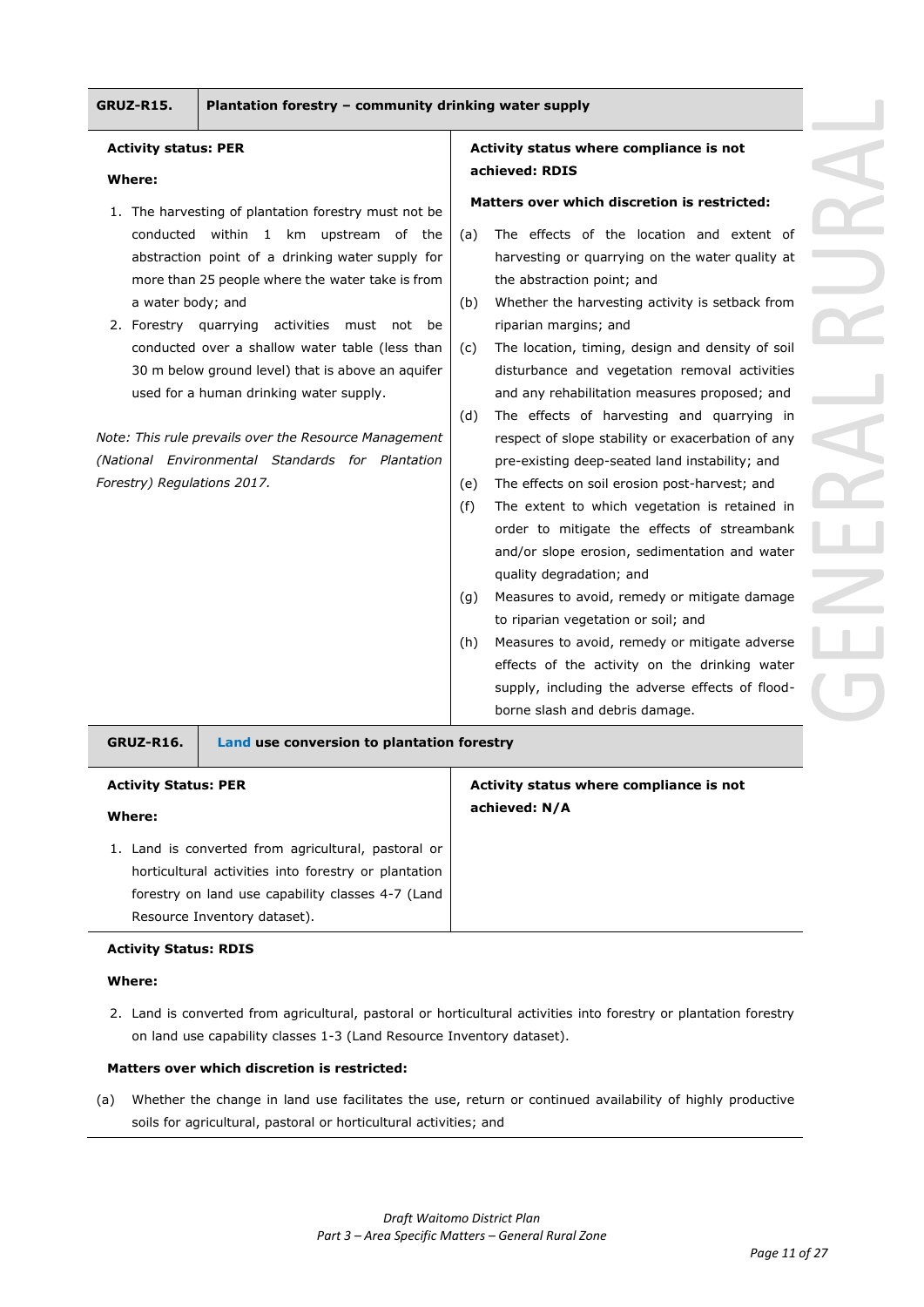| GRUZ-R15. | Plantation forestry – community drinking water supply |
|---|---|
| **Activity status: PER**<br><br>**Where:**<br><br>1. The harvesting of plantation forestry must not be conducted within 1 km upstream of the abstraction point of a drinking water supply for more than 25 people where the water take is from a water body; and<br>2. Forestry quarrying activities must not be conducted over a shallow water table (less than 30 m below ground level) that is above an aquifer used for a human drinking water supply.<br><br>*Note: This rule prevails over the Resource Management (National Environmental Standards for Plantation Forestry) Regulations 2017.* | **Activity status where compliance is not achieved: RDIS**<br><br>**Matters over which discretion is restricted:**<br><br>(a) The effects of the location and extent of harvesting or quarrying on the water quality at the abstraction point; and<br>(b) Whether the harvesting activity is setback from riparian margins; and<br>(c) The location, timing, design and density of soil disturbance and vegetation removal activities and any rehabilitation measures proposed; and<br>(d) The effects of harvesting and quarrying in respect of slope stability or exacerbation of any pre-existing deep-seated land instability; and<br>(e) The effects on soil erosion post-harvest; and<br>(f) The extent to which vegetation is retained in order to mitigate the effects of streambank and/or slope erosion, sedimentation and water quality degradation; and<br>(g) Measures to avoid, remedy or mitigate damage to riparian vegetation or soil; and<br>(h) Measures to avoid, remedy or mitigate adverse effects of the activity on the drinking water supply, including the adverse effects of flood-borne slash and debris damage. |

| GRUZ-R16. | Land use conversion to plantation forestry |
|---|---|
| **Activity Status: PER**<br><br>**Where:**<br><br>1. Land is converted from agricultural, pastoral or horticultural activities into forestry or plantation forestry on land use capability classes 4-7 (Land Resource Inventory dataset). | **Activity status where compliance is not achieved: N/A** |
| **Activity Status: RDIS**<br><br>**Where:**<br><br>2. Land is converted from agricultural, pastoral or horticultural activities into forestry or plantation forestry on land use capability classes 1-3 (Land Resource Inventory dataset).<br><br>**Matters over which discretion is restricted:**<br><br>(a) Whether the change in land use facilitates the use, return or continued availability of highly productive soils for agricultural, pastoral or horticultural activities; and | |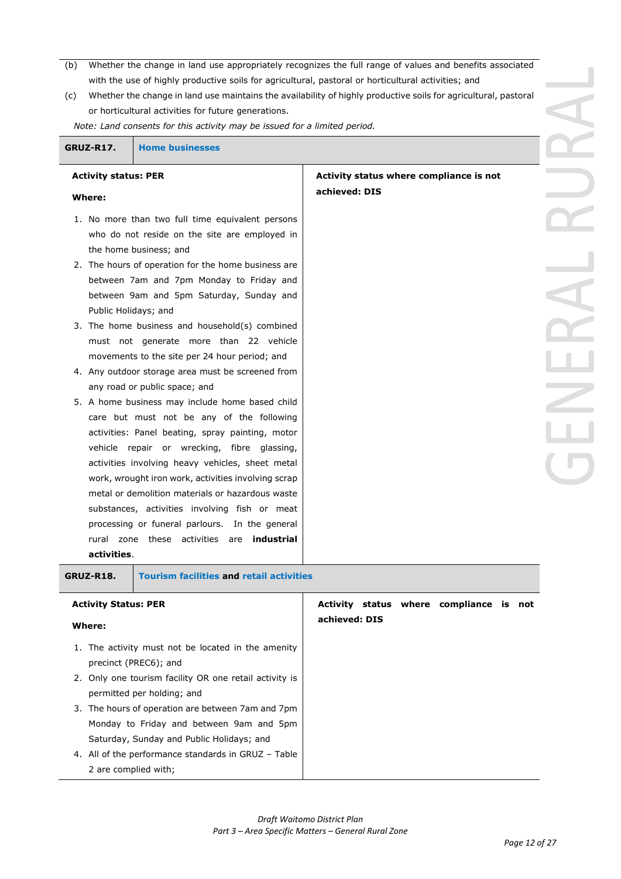(b) Whether the change in land use appropriately recognizes the full range of values and benefits associated with the use of highly productive soils for agricultural, pastoral or horticultural activities; and

(c) Whether the change in land use maintains the availability of highly productive soils for agricultural, pastoral or horticultural activities for future generations.

*Note: Land consents for this activity may be issued for a limited period.*

| **GRUZ-R17.** | **Home businesses** |
|---|---|
| **Activity status: PER**<br><br>**Where:**<br><br>1. No more than two full time equivalent persons who do not reside on the site are employed in the home business; and<br>2. The hours of operation for the home business are between 7am and 7pm Monday to Friday and between 9am and 5pm Saturday, Sunday and Public Holidays; and<br>3. The home business and household(s) combined must not generate more than 22 vehicle movements to the site per 24 hour period; and<br>4. Any outdoor storage area must be screened from any road or public space; and<br>5. A home business may include home based child care but must not be any of the following activities: Panel beating, spray painting, motor vehicle repair or wrecking, fibre glassing, activities involving heavy vehicles, sheet metal work, wrought iron work, activities involving scrap metal or demolition materials or hazardous waste substances, activities involving fish or meat processing or funeral parlours. In the general rural zone these activities are **industrial activities**. | **Activity status where compliance is not achieved: DIS** |

| **GRUZ-R18.** | **Tourism facilities and retail activities** |
|---|---|
| **Activity Status: PER**<br><br>**Where:**<br><br>1. The activity must not be located in the amenity precinct (PREC6); and<br>2. Only one tourism facility OR one retail activity is permitted per holding; and<br>3. The hours of operation are between 7am and 7pm Monday to Friday and between 9am and 5pm Saturday, Sunday and Public Holidays; and<br>4. All of the performance standards in GRUZ – Table 2 are complied with; | **Activity status where compliance is not achieved: DIS** |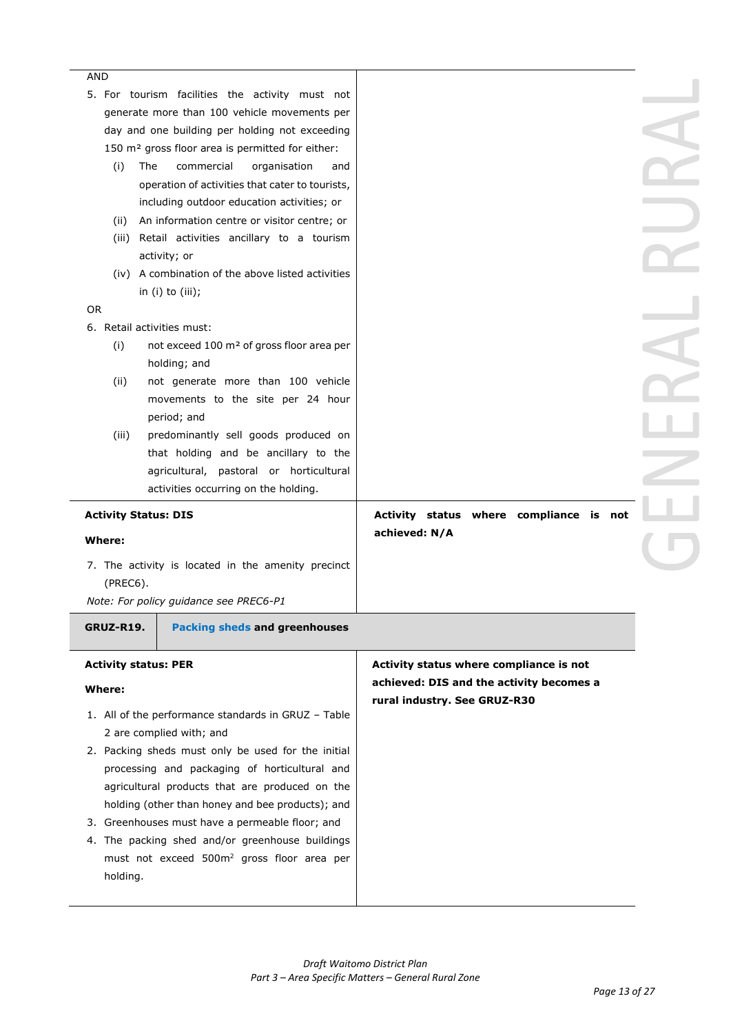| | |
|---|---|
| AND<br>5. For tourism facilities the activity must not generate more than 100 vehicle movements per day and one building per holding not exceeding 150 m² gross floor area is permitted for either:<br>(i) The commercial organisation and operation of activities that cater to tourists, including outdoor education activities; or<br>(ii) An information centre or visitor centre; or<br>(iii) Retail activities ancillary to a tourism activity; or<br>(iv) A combination of the above listed activities in (i) to (iii);<br>OR<br>6. Retail activities must:<br>(i) not exceed 100 m² of gross floor area per holding; and<br>(ii) not generate more than 100 vehicle movements to the site per 24 hour period; and<br>(iii) predominantly sell goods produced on that holding and be ancillary to the agricultural, pastoral or horticultural activities occurring on the holding. | |
| **Activity Status: DIS**<br>**Where:**<br>7. The activity is located in the amenity precinct (PREC6).<br>*Note: For policy guidance see PREC6-P1* | **Activity status where compliance is not achieved: N/A** |

| **GRUZ-R19.** | **Packing sheds and greenhouses** |
|---|---|
| **Activity status: PER**<br>**Where:**<br>1. All of the performance standards in GRUZ – Table 2 are complied with; and<br>2. Packing sheds must only be used for the initial processing and packaging of horticultural and agricultural products that are produced on the holding (other than honey and bee products); and<br>3. Greenhouses must have a permeable floor; and<br>4. The packing shed and/or greenhouse buildings must not exceed 500m² gross floor area per holding. | **Activity status where compliance is not achieved: DIS and the activity becomes a rural industry. See GRUZ-R30** |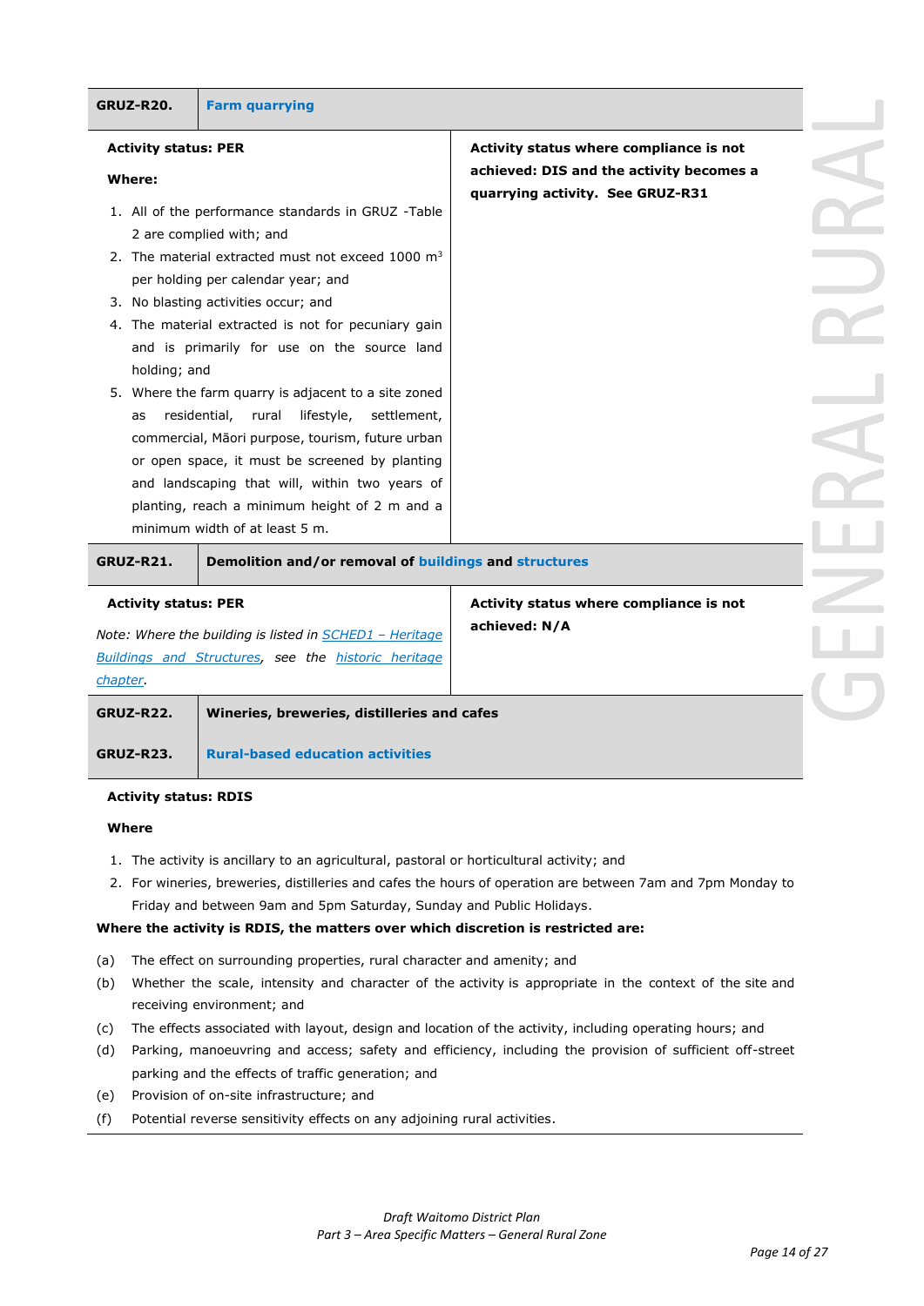| **GRUZ-R20.** | **Farm quarrying** |
|---|---|
| **Activity status: PER**<br><br>**Where:**<br><br>1. All of the performance standards in GRUZ -Table 2 are complied with; and<br>2. The material extracted must not exceed 1000 $m^3$ per holding per calendar year; and<br>3. No blasting activities occur; and<br>4. The material extracted is not for pecuniary gain and is primarily for use on the source land holding; and<br>5. Where the farm quarry is adjacent to a site zoned as residential, rural lifestyle, settlement, commercial, Māori purpose, tourism, future urban or open space, it must be screened by planting and landscaping that will, within two years of planting, reach a minimum height of 2 m and a minimum width of at least 5 m. | **Activity status where compliance is not achieved: DIS and the activity becomes a quarrying activity. See GRUZ-R31** |

| **GRUZ-R21.** | **Demolition and/or removal of buildings and structures** |
|---|---|
| **Activity status: PER**<br><br>*Note: Where the building is listed in SCHED1 – Heritage Buildings and Structures, see the historic heritage chapter.* | **Activity status where compliance is not achieved: N/A** |

| **GRUZ-R22.** | **Wineries, breweries, distilleries and cafes** |
|---|---|
| **GRUZ-R23.** | **Rural-based education activities** |

**Activity status: RDIS**

**Where**

1. The activity is ancillary to an agricultural, pastoral or horticultural activity; and
2. For wineries, breweries, distilleries and cafes the hours of operation are between 7am and 7pm Monday to Friday and between 9am and 5pm Saturday, Sunday and Public Holidays.

**Where the activity is RDIS, the matters over which discretion is restricted are:**

(a) The effect on surrounding properties, rural character and amenity; and

(b) Whether the scale, intensity and character of the activity is appropriate in the context of the site and receiving environment; and

(c) The effects associated with layout, design and location of the activity, including operating hours; and

(d) Parking, manoeuvring and access; safety and efficiency, including the provision of sufficient off-street parking and the effects of traffic generation; and

(e) Provision of on-site infrastructure; and

(f) Potential reverse sensitivity effects on any adjoining rural activities.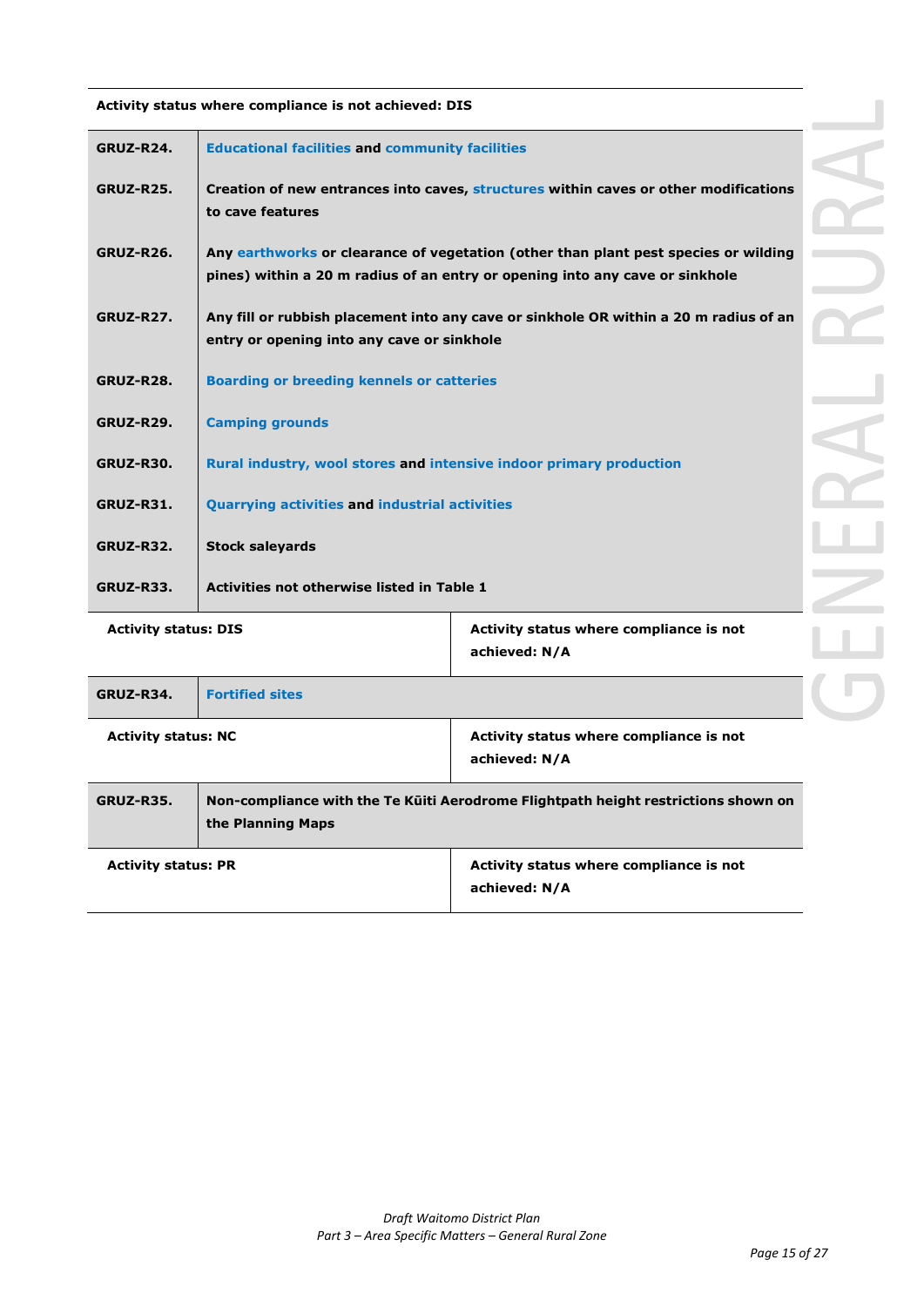**Activity status where compliance is not achieved: DIS**

| | |
|---|---|
| **GRUZ-R24.** | **Educational facilities and community facilities** |
| **GRUZ-R25.** | **Creation of new entrances into caves, structures within caves or other modifications to cave features** |
| **GRUZ-R26.** | **Any earthworks or clearance of vegetation (other than plant pest species or wilding pines) within a 20 m radius of an entry or opening into any cave or sinkhole** |
| **GRUZ-R27.** | **Any fill or rubbish placement into any cave or sinkhole OR within a 20 m radius of an entry or opening into any cave or sinkhole** |
| **GRUZ-R28.** | **Boarding or breeding kennels or catteries** |
| **GRUZ-R29.** | **Camping grounds** |
| **GRUZ-R30.** | **Rural industry, wool stores and intensive indoor primary production** |
| **GRUZ-R31.** | **Quarrying activities and industrial activities** |
| **GRUZ-R32.** | **Stock saleyards** |
| **GRUZ-R33.** | **Activities not otherwise listed in Table 1** |

| | |
|---|---|
| **Activity status: DIS** | **Activity status where compliance is not achieved: N/A** |

| | |
|---|---|
| **GRUZ-R34.** | **Fortified sites** |

| | |
|---|---|
| **Activity status: NC** | **Activity status where compliance is not achieved: N/A** |

| | |
|---|---|
| **GRUZ-R35.** | **Non-compliance with the Te Kūiti Aerodrome Flightpath height restrictions shown on the Planning Maps** |

| | |
|---|---|
| **Activity status: PR** | **Activity status where compliance is not achieved: N/A** |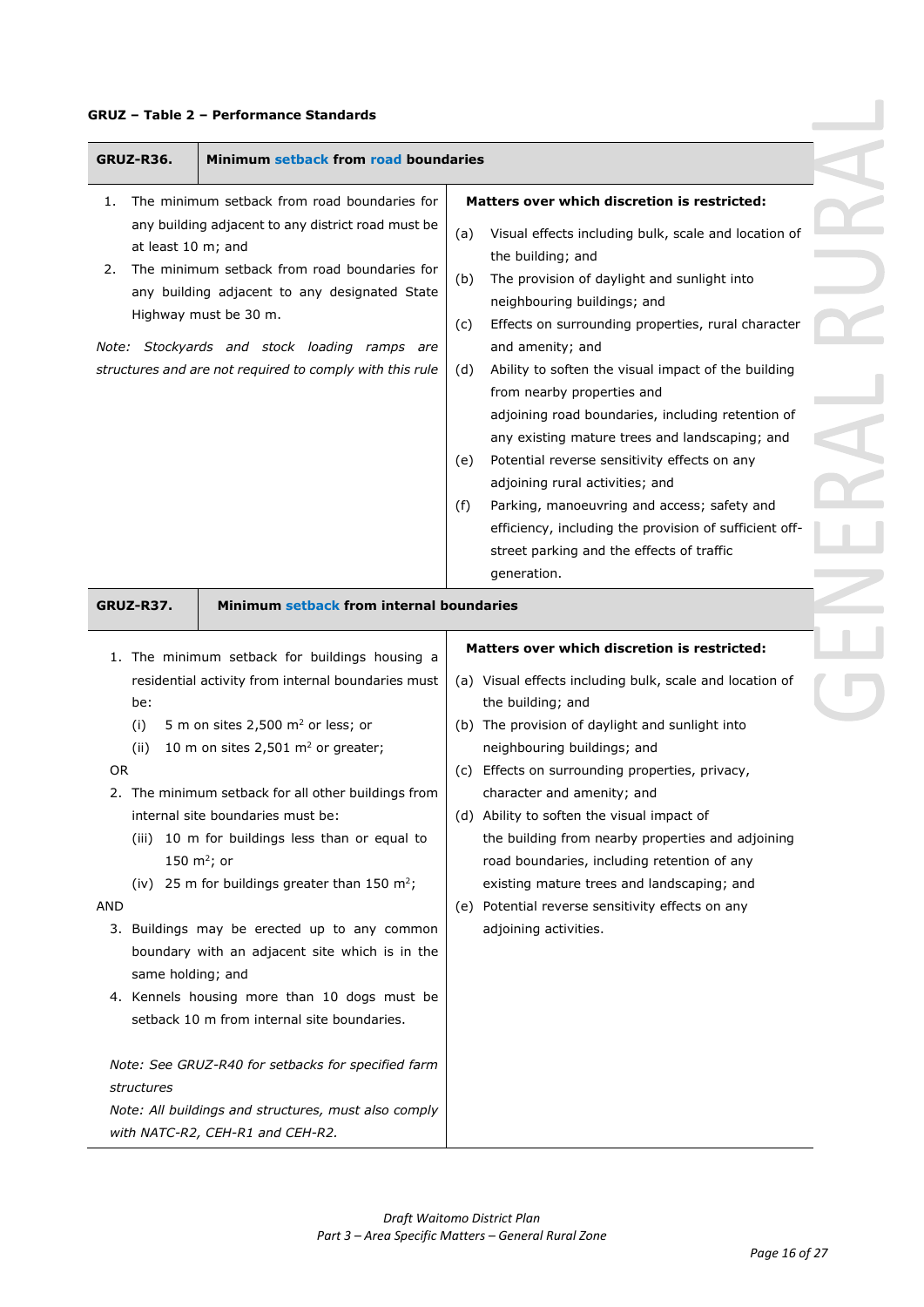**GRUZ – Table 2 – Performance Standards**

| GRUZ-R36. | Minimum setback from road boundaries |
|---|---|
| 1. The minimum setback from road boundaries for any building adjacent to any district road must be at least 10 m; and<br>2. The minimum setback from road boundaries for any building adjacent to any designated State Highway must be 30 m.<br><br>*Note: Stockyards and stock loading ramps are structures and are not required to comply with this rule* | **Matters over which discretion is restricted:**<br>(a) Visual effects including bulk, scale and location of the building; and<br>(b) The provision of daylight and sunlight into neighbouring buildings; and<br>(c) Effects on surrounding properties, rural character and amenity; and<br>(d) Ability to soften the visual impact of the building from nearby properties and adjoining road boundaries, including retention of any existing mature trees and landscaping; and<br>(e) Potential reverse sensitivity effects on any adjoining rural activities; and<br>(f) Parking, manoeuvring and access; safety and efficiency, including the provision of sufficient off-street parking and the effects of traffic generation. |
| **GRUZ-R37.** | **Minimum setback from internal boundaries** |
| 1. The minimum setback for buildings housing a residential activity from internal boundaries must be:<br>(i) 5 m on sites 2,500 m² or less; or<br>(ii) 10 m on sites 2,501 m² or greater;<br>OR<br>2. The minimum setback for all other buildings from internal site boundaries must be:<br>(iii) 10 m for buildings less than or equal to 150 m²; or<br>(iv) 25 m for buildings greater than 150 m²;<br>AND<br>3. Buildings may be erected up to any common boundary with an adjacent site which is in the same holding; and<br>4. Kennels housing more than 10 dogs must be setback 10 m from internal site boundaries.<br><br>*Note: See GRUZ-R40 for setbacks for specified farm structures*<br>*Note: All buildings and structures, must also comply with NATC-R2, CEH-R1 and CEH-R2.* | **Matters over which discretion is restricted:**<br>(a) Visual effects including bulk, scale and location of the building; and<br>(b) The provision of daylight and sunlight into neighbouring buildings; and<br>(c) Effects on surrounding properties, privacy, character and amenity; and<br>(d) Ability to soften the visual impact of the building from nearby properties and adjoining road boundaries, including retention of any existing mature trees and landscaping; and<br>(e) Potential reverse sensitivity effects on any adjoining activities. |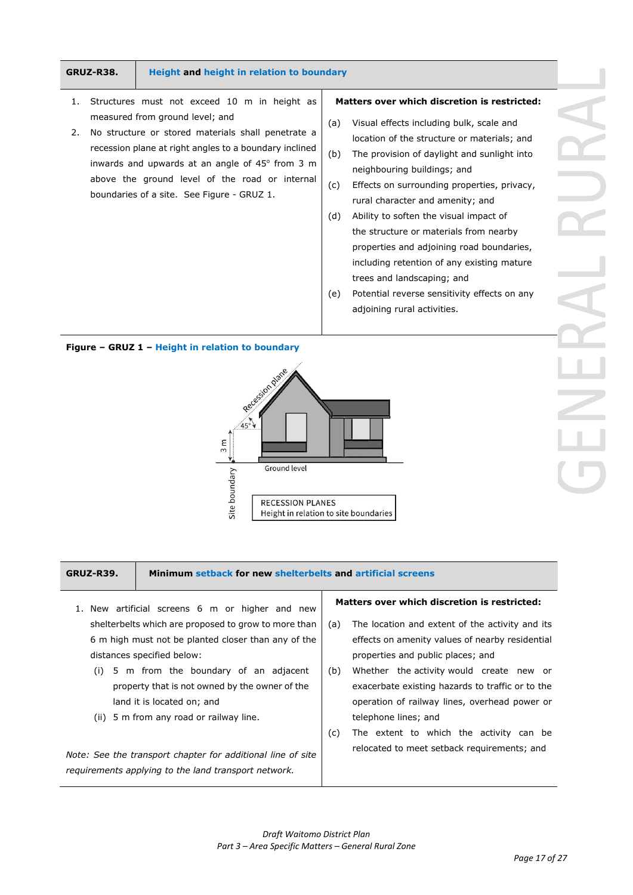| GRUZ-R38. | Height and height in relation to boundary |
|---|---|
| 1. Structures must not exceed 10 m in height as measured from ground level; and<br>2. No structure or stored materials shall penetrate a recession plane at right angles to a boundary inclined inwards and upwards at an angle of 45° from 3 m above the ground level of the road or internal boundaries of a site. See Figure - GRUZ 1. | **Matters over which discretion is restricted:**<br>(a) Visual effects including bulk, scale and location of the structure or materials; and<br>(b) The provision of daylight and sunlight into neighbouring buildings; and<br>(c) Effects on surrounding properties, privacy, rural character and amenity; and<br>(d) Ability to soften the visual impact of the structure or materials from nearby properties and adjoining road boundaries, including retention of any existing mature trees and landscaping; and<br>(e) Potential reverse sensitivity effects on any adjoining rural activities. |

**Figure – GRUZ 1 – Height in relation to boundary**

Recession plane
45°
3 m
Ground level
Site boundary
RECESSION PLANES
Height in relation to site boundaries

| GRUZ-R39. | Minimum setback for new shelterbelts and artificial screens |
|---|---|
| 1. New artificial screens 6 m or higher and new shelterbelts which are proposed to grow to more than 6 m high must not be planted closer than any of the distances specified below:<br>(i) 5 m from the boundary of an adjacent property that is not owned by the owner of the land it is located on; and<br>(ii) 5 m from any road or railway line.<br><br>*Note: See the transport chapter for additional line of site requirements applying to the land transport network.* | **Matters over which discretion is restricted:**<br>(a) The location and extent of the activity and its effects on amenity values of nearby residential properties and public places; and<br>(b) Whether the activity would create new or exacerbate existing hazards to traffic or to the operation of railway lines, overhead power or telephone lines; and<br>(c) The extent to which the activity can be relocated to meet setback requirements; and |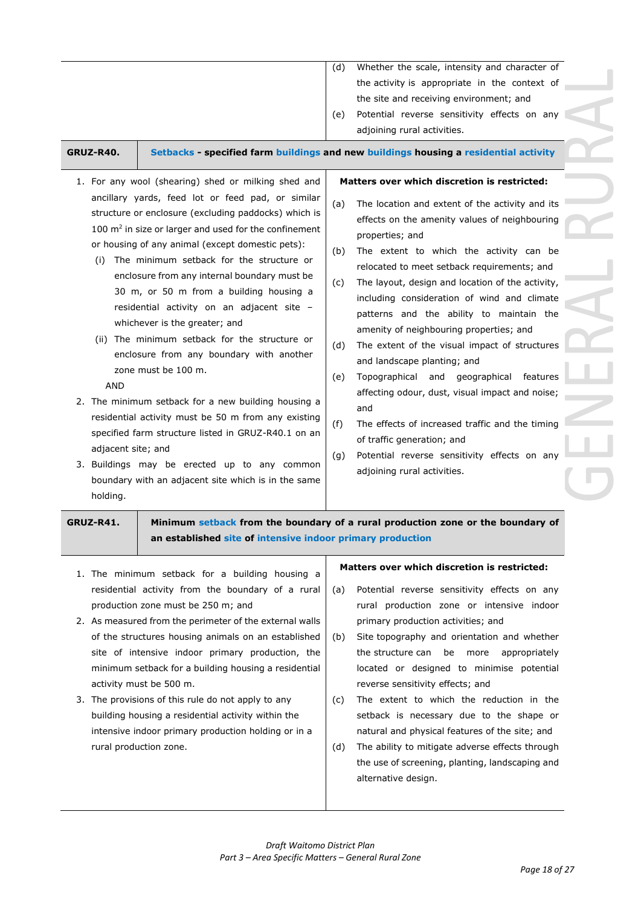| | |
|---|---|
| | (d) Whether the scale, intensity and character of the activity is appropriate in the context of the site and receiving environment; and<br>(e) Potential reverse sensitivity effects on any adjoining rural activities. |

| GRUZ-R40. | Setbacks - specified farm buildings and new buildings housing a residential activity |
|---|---|
| 1. For any wool (shearing) shed or milking shed and ancillary yards, feed lot or feed pad, or similar structure or enclosure (excluding paddocks) which is 100 $m^2$ in size or larger and used for the confinement or housing of any animal (except domestic pets):<br>(i) The minimum setback for the structure or enclosure from any internal boundary must be 30 m, or 50 m from a building housing a residential activity on an adjacent site – whichever is the greater; and<br>(ii) The minimum setback for the structure or enclosure from any boundary with another zone must be 100 m.<br>AND<br>2. The minimum setback for a new building housing a residential activity must be 50 m from any existing specified farm structure listed in GRUZ-R40.1 on an adjacent site; and<br>3. Buildings may be erected up to any common boundary with an adjacent site which is in the same holding. | **Matters over which discretion is restricted:**<br>(a) The location and extent of the activity and its effects on the amenity values of neighbouring properties; and<br>(b) The extent to which the activity can be relocated to meet setback requirements; and<br>(c) The layout, design and location of the activity, including consideration of wind and climate patterns and the ability to maintain the amenity of neighbouring properties; and<br>(d) The extent of the visual impact of structures and landscape planting; and<br>(e) Topographical and geographical features affecting odour, dust, visual impact and noise; and<br>(f) The effects of increased traffic and the timing of traffic generation; and<br>(g) Potential reverse sensitivity effects on any adjoining rural activities. |

| GRUZ-R41. | Minimum setback from the boundary of a rural production zone or the boundary of an established site of intensive indoor primary production |
|---|---|
| 1. The minimum setback for a building housing a residential activity from the boundary of a rural production zone must be 250 m; and<br>2. As measured from the perimeter of the external walls of the structures housing animals on an established site of intensive indoor primary production, the minimum setback for a building housing a residential activity must be 500 m.<br>3. The provisions of this rule do not apply to any building housing a residential activity within the intensive indoor primary production holding or in a rural production zone. | **Matters over which discretion is restricted:**<br>(a) Potential reverse sensitivity effects on any rural production zone or intensive indoor primary production activities; and<br>(b) Site topography and orientation and whether the structure can be more appropriately located or designed to minimise potential reverse sensitivity effects; and<br>(c) The extent to which the reduction in the setback is necessary due to the shape or natural and physical features of the site; and<br>(d) The ability to mitigate adverse effects through the use of screening, planting, landscaping and alternative design. |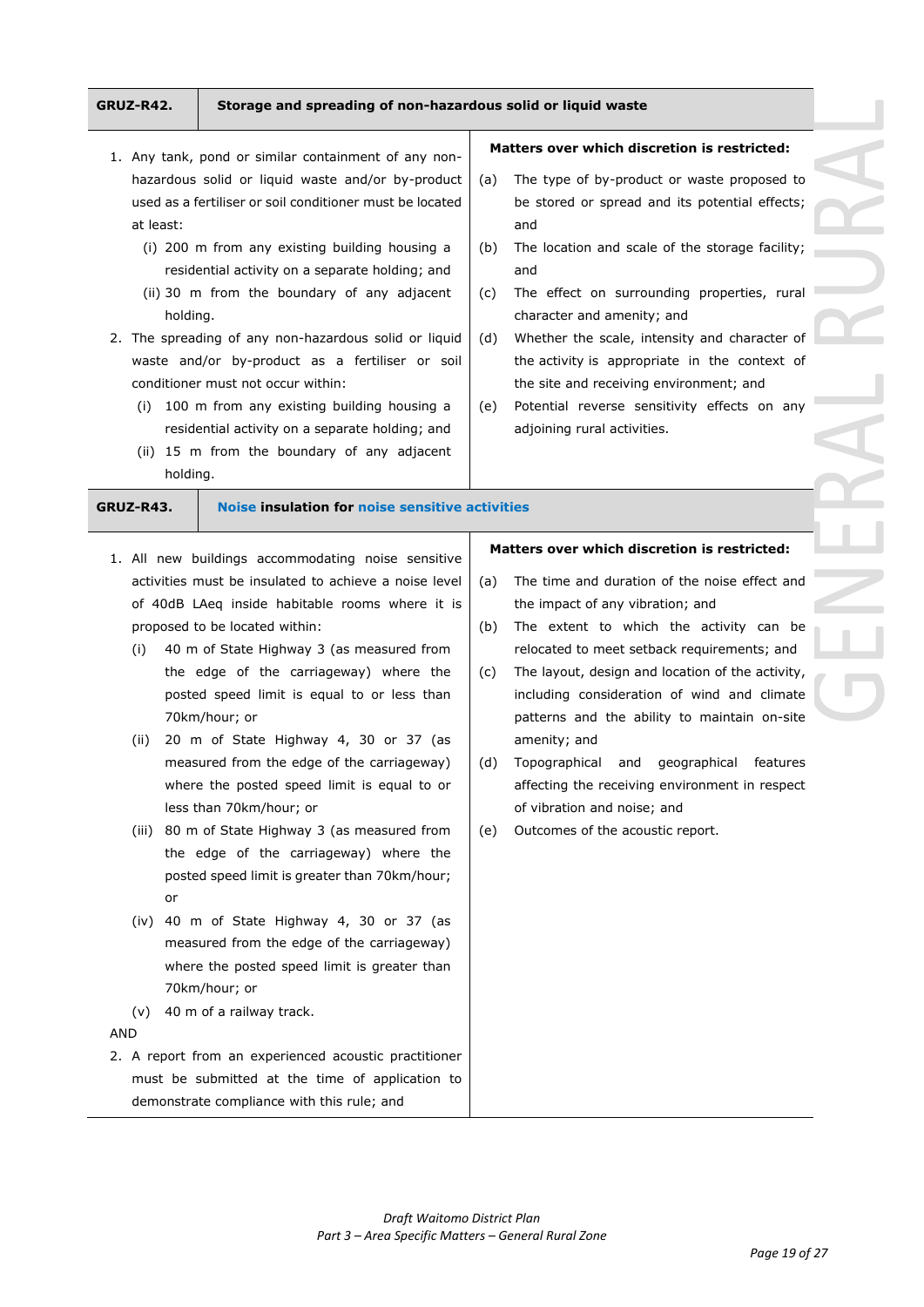| GRUZ-R42. | Storage and spreading of non-hazardous solid or liquid waste |
|---|---|
| 1. Any tank, pond or similar containment of any non-hazardous solid or liquid waste and/or by-product used as a fertiliser or soil conditioner must be located at least:<br>(i) 200 m from any existing building housing a residential activity on a separate holding; and<br>(ii) 30 m from the boundary of any adjacent holding.<br>2. The spreading of any non-hazardous solid or liquid waste and/or by-product as a fertiliser or soil conditioner must not occur within:<br>(i) 100 m from any existing building housing a residential activity on a separate holding; and<br>(ii) 15 m from the boundary of any adjacent holding. | **Matters over which discretion is restricted:**<br>(a) The type of by-product or waste proposed to be stored or spread and its potential effects; and<br>(b) The location and scale of the storage facility; and<br>(c) The effect on surrounding properties, rural character and amenity; and<br>(d) Whether the scale, intensity and character of the activity is appropriate in the context of the site and receiving environment; and<br>(e) Potential reverse sensitivity effects on any adjoining rural activities. |

| GRUZ-R43. | Noise insulation for noise sensitive activities |
|---|---|
| 1. All new buildings accommodating noise sensitive activities must be insulated to achieve a noise level of 40dB LAeq inside habitable rooms where it is proposed to be located within:<br>(i) 40 m of State Highway 3 (as measured from the edge of the carriageway) where the posted speed limit is equal to or less than 70km/hour; or<br>(ii) 20 m of State Highway 4, 30 or 37 (as measured from the edge of the carriageway) where the posted speed limit is equal to or less than 70km/hour; or<br>(iii) 80 m of State Highway 3 (as measured from the edge of the carriageway) where the posted speed limit is greater than 70km/hour; or<br>(iv) 40 m of State Highway 4, 30 or 37 (as measured from the edge of the carriageway) where the posted speed limit is greater than 70km/hour; or<br>(v) 40 m of a railway track.<br>AND<br>2. A report from an experienced acoustic practitioner must be submitted at the time of application to demonstrate compliance with this rule; and | **Matters over which discretion is restricted:**<br>(a) The time and duration of the noise effect and the impact of any vibration; and<br>(b) The extent to which the activity can be relocated to meet setback requirements; and<br>(c) The layout, design and location of the activity, including consideration of wind and climate patterns and the ability to maintain on-site amenity; and<br>(d) Topographical and geographical features affecting the receiving environment in respect of vibration and noise; and<br>(e) Outcomes of the acoustic report. |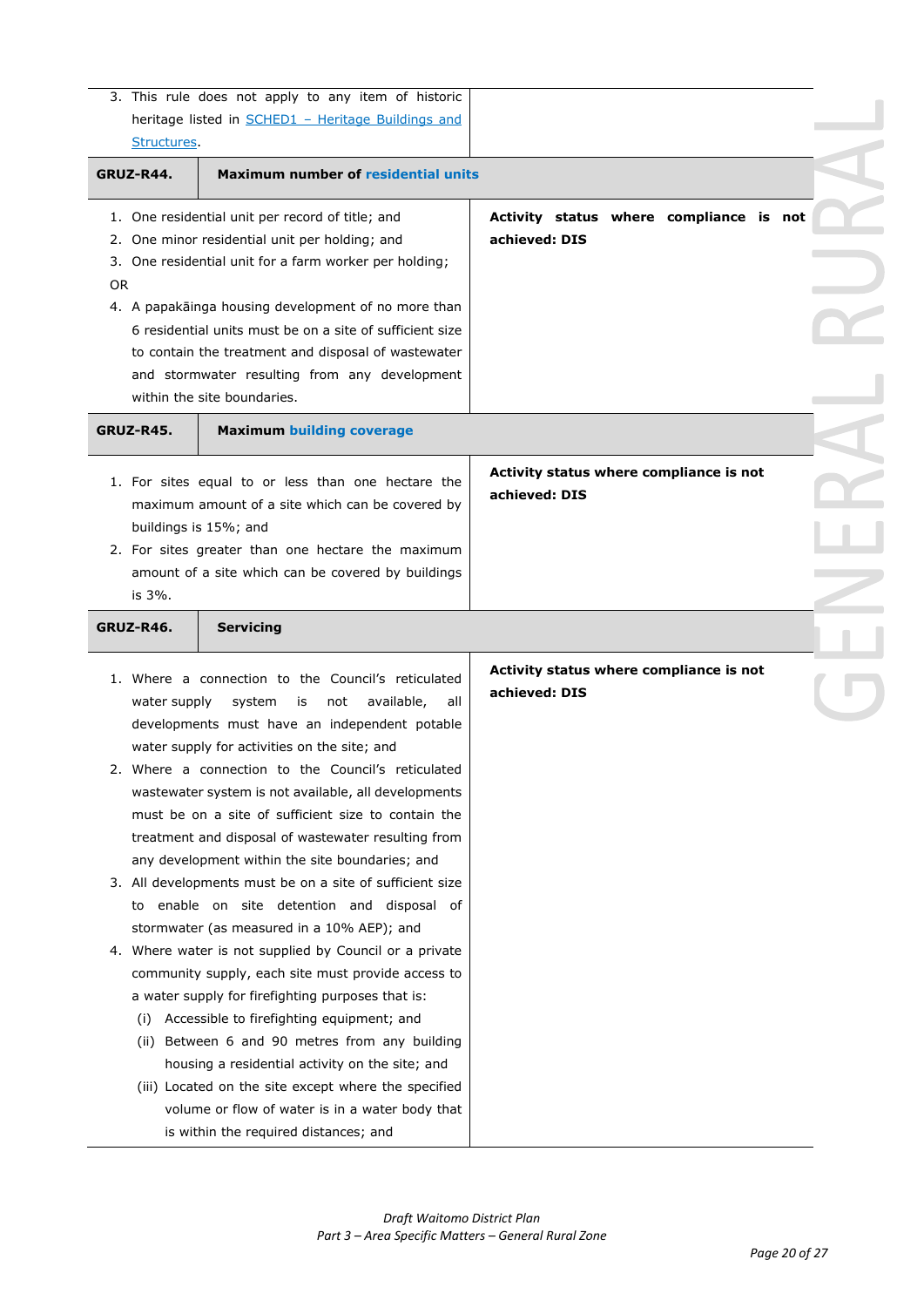| | |
|---|---|
| 3. This rule does not apply to any item of historic heritage listed in SCHED1 – Heritage Buildings and Structures. | |
| **GRUZ-R44.** | **Maximum number of residential units** |
| 1. One residential unit per record of title; and<br>2. One minor residential unit per holding; and<br>3. One residential unit for a farm worker per holding;<br>OR<br>4. A papakāinga housing development of no more than 6 residential units must be on a site of sufficient size to contain the treatment and disposal of wastewater and stormwater resulting from any development within the site boundaries. | **Activity status where compliance is not achieved: DIS** |
| **GRUZ-R45.** | **Maximum building coverage** |
| 1. For sites equal to or less than one hectare the maximum amount of a site which can be covered by buildings is 15%; and<br>2. For sites greater than one hectare the maximum amount of a site which can be covered by buildings is 3%. | **Activity status where compliance is not achieved: DIS** |
| **GRUZ-R46.** | **Servicing** |
| 1. Where a connection to the Council's reticulated water supply system is not available, all developments must have an independent potable water supply for activities on the site; and<br>2. Where a connection to the Council's reticulated wastewater system is not available, all developments must be on a site of sufficient size to contain the treatment and disposal of wastewater resulting from any development within the site boundaries; and<br>3. All developments must be on a site of sufficient size to enable on site detention and disposal of stormwater (as measured in a 10% AEP); and<br>4. Where water is not supplied by Council or a private community supply, each site must provide access to a water supply for firefighting purposes that is:<br>(i) Accessible to firefighting equipment; and<br>(ii) Between 6 and 90 metres from any building housing a residential activity on the site; and<br>(iii) Located on the site except where the specified volume or flow of water is in a water body that is within the required distances; and | **Activity status where compliance is not achieved: DIS** |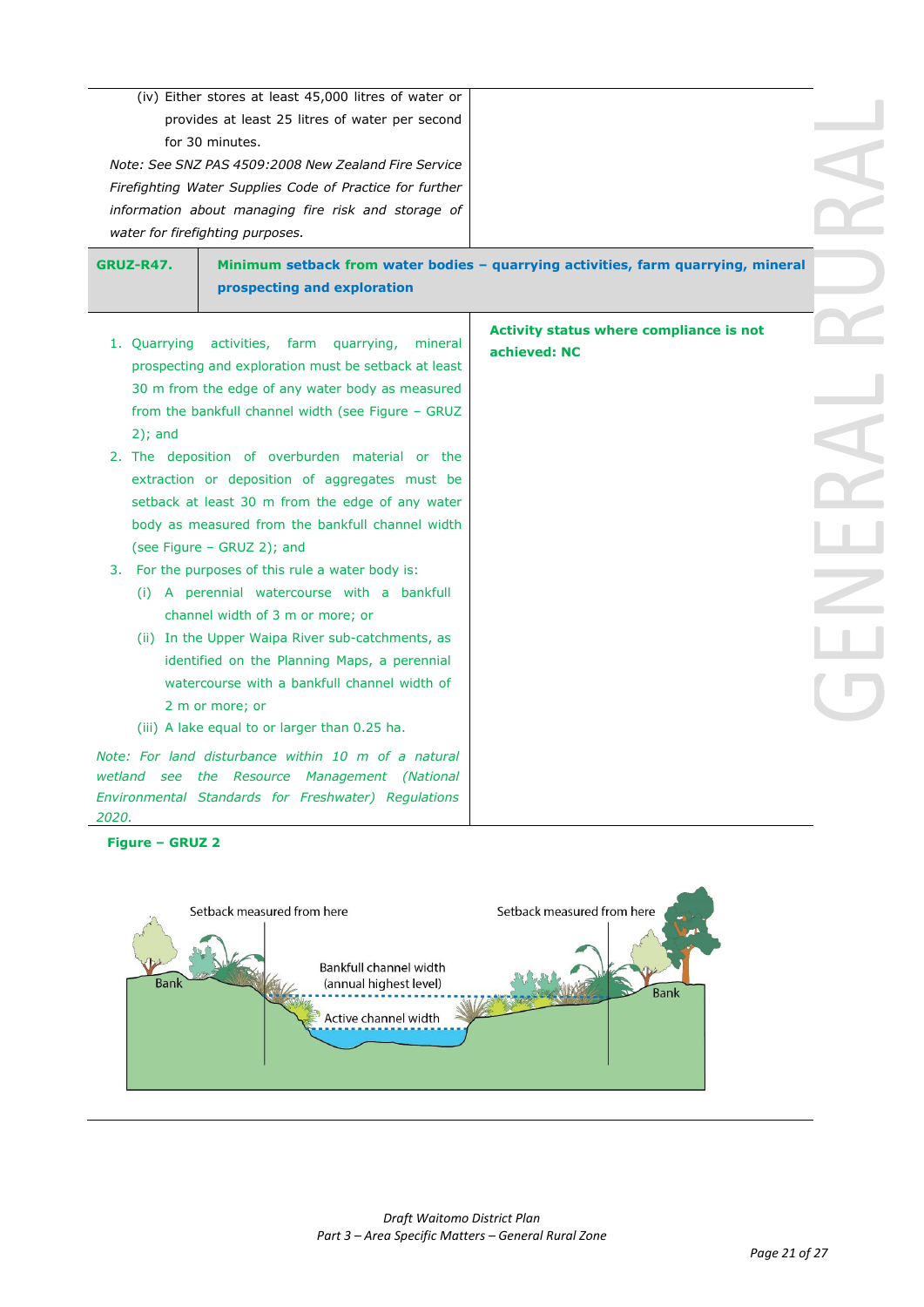| | |
|---|---|
| (iv) Either stores at least 45,000 litres of water or provides at least 25 litres of water per second for 30 minutes.<br>*Note: See SNZ PAS 4509:2008 New Zealand Fire Service Firefighting Water Supplies Code of Practice for further information about managing fire risk and storage of water for firefighting purposes.* | |

| **GRUZ-R47.** | **Minimum setback from water bodies – quarrying activities, farm quarrying, mineral prospecting and exploration** |
|---|---|
| 1. Quarrying activities, farm quarrying, mineral prospecting and exploration must be setback at least 30 m from the edge of any water body as measured from the bankfull channel width (see Figure – GRUZ 2); and<br>2. The deposition of overburden material or the extraction or deposition of aggregates must be setback at least 30 m from the edge of any water body as measured from the bankfull channel width (see Figure – GRUZ 2); and<br>3. For the purposes of this rule a water body is:<br>(i) A perennial watercourse with a bankfull channel width of 3 m or more; or<br>(ii) In the Upper Waipa River sub-catchments, as identified on the Planning Maps, a perennial watercourse with a bankfull channel width of 2 m or more; or<br>(iii) A lake equal to or larger than 0.25 ha.<br>*Note: For land disturbance within 10 m of a natural wetland see the Resource Management (National Environmental Standards for Freshwater) Regulations 2020.* | **Activity status where compliance is not achieved: NC** |

**Figure – GRUZ 2**

Setback measured from here | Setback measured from here | Bank | Bank | Bankfull channel width (annual highest level) | Active channel width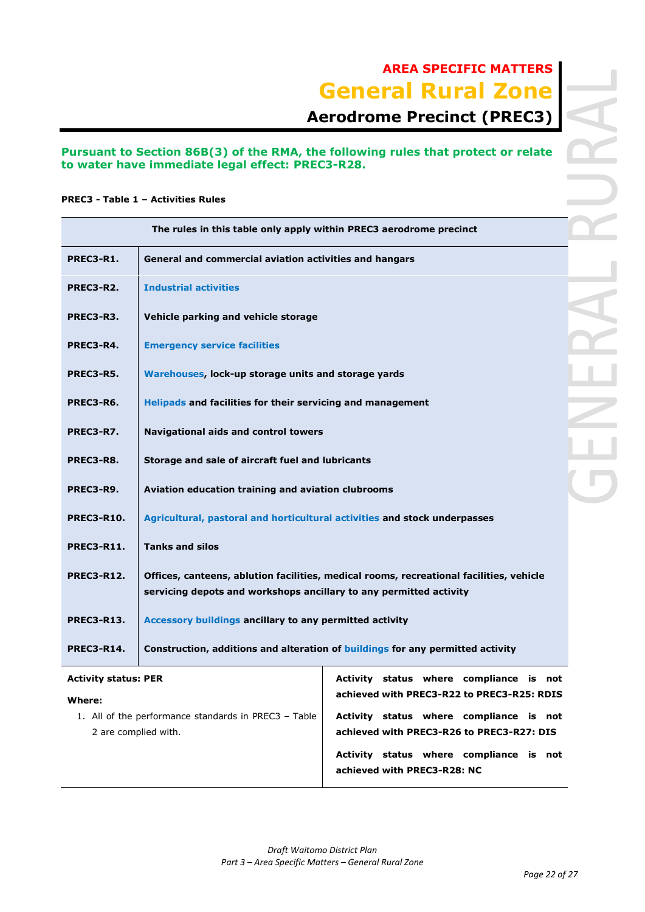# AREA SPECIFIC MATTERS

# General Rural Zone

## Aerodrome Precinct (PREC3)

**Pursuant to Section 86B(3) of the RMA, the following rules that protect or relate to water have immediate legal effect: PREC3-R28.**

**PREC3 - Table 1 – Activities Rules**

| The rules in this table only apply within PREC3 aerodrome precinct | |
|---|---|
| **PREC3-R1.** | **General and commercial aviation activities and hangars** |
| **PREC3-R2.** | **Industrial activities** |
| **PREC3-R3.** | **Vehicle parking and vehicle storage** |
| **PREC3-R4.** | **Emergency service facilities** |
| **PREC3-R5.** | **Warehouses, lock-up storage units and storage yards** |
| **PREC3-R6.** | **Helipads and facilities for their servicing and management** |
| **PREC3-R7.** | **Navigational aids and control towers** |
| **PREC3-R8.** | **Storage and sale of aircraft fuel and lubricants** |
| **PREC3-R9.** | **Aviation education training and aviation clubrooms** |
| **PREC3-R10.** | **Agricultural, pastoral and horticultural activities and stock underpasses** |
| **PREC3-R11.** | **Tanks and silos** |
| **PREC3-R12.** | **Offices, canteens, ablution facilities, medical rooms, recreational facilities, vehicle servicing depots and workshops ancillary to any permitted activity** |
| **PREC3-R13.** | **Accessory buildings ancillary to any permitted activity** |
| **PREC3-R14.** | **Construction, additions and alteration of buildings for any permitted activity** |

| **Activity status: PER**<br><br>**Where:**<br><br>1. All of the performance standards in PREC3 – Table 2 are complied with. | **Activity status where compliance is not achieved with PREC3-R22 to PREC3-R25: RDIS**<br><br>**Activity status where compliance is not achieved with PREC3-R26 to PREC3-R27: DIS**<br><br>**Activity status where compliance is not achieved with PREC3-R28: NC** |
|---|---|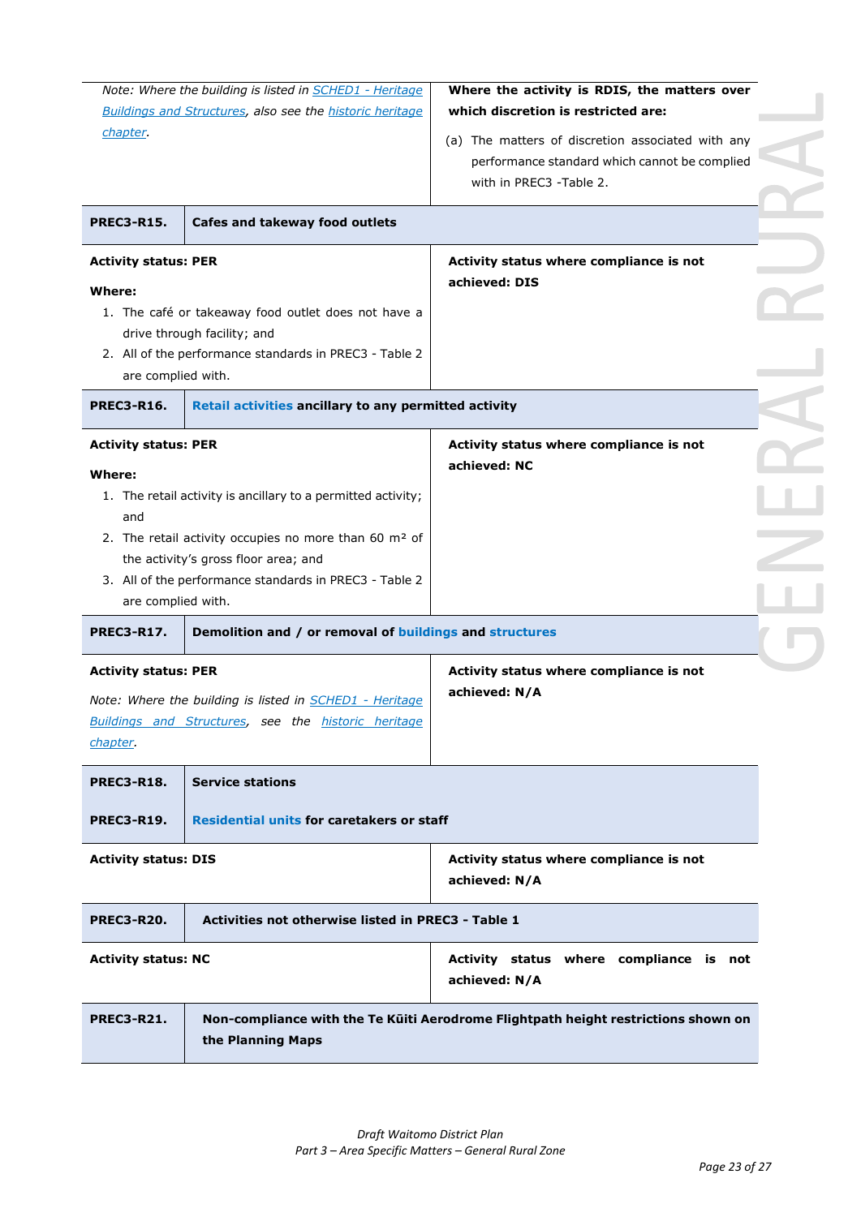| | | |
|---|---|---|
| *Note: Where the building is listed in [SCHED1 - Heritage Buildings and Structures](#), also see the [historic heritage chapter](#).* | | **Where the activity is RDIS, the matters over which discretion is restricted are:**<br><br>(a) The matters of discretion associated with any performance standard which cannot be complied with in PREC3 -Table 2. |
| **PREC3-R15.** | **Cafes and takeway food outlets** | |
| **Activity status: PER**<br><br>**Where:**<br>1. The café or takeaway food outlet does not have a drive through facility; and<br>2. All of the performance standards in PREC3 - Table 2 are complied with. | | **Activity status where compliance is not achieved: DIS** |
| **PREC3-R16.** | **Retail activities ancillary to any permitted activity** | |
| **Activity status: PER**<br><br>**Where:**<br>1. The retail activity is ancillary to a permitted activity; and<br>2. The retail activity occupies no more than 60 m² of the activity's gross floor area; and<br>3. All of the performance standards in PREC3 - Table 2 are complied with. | | **Activity status where compliance is not achieved: NC** |
| **PREC3-R17.** | **Demolition and / or removal of buildings and structures** | |
| **Activity status: PER**<br><br>*Note: Where the building is listed in [SCHED1 - Heritage Buildings and Structures](#), see the [historic heritage chapter](#).* | | **Activity status where compliance is not achieved: N/A** |
| **PREC3-R18.**<br><br>**PREC3-R19.** | **Service stations**<br><br>**Residential units for caretakers or staff** | |
| **Activity status: DIS** | | **Activity status where compliance is not achieved: N/A** |
| **PREC3-R20.** | **Activities not otherwise listed in PREC3 - Table 1** | |
| **Activity status: NC** | | **Activity status where compliance is not achieved: N/A** |
| **PREC3-R21.** | **Non-compliance with the Te Kūiti Aerodrome Flightpath height restrictions shown on the Planning Maps** | |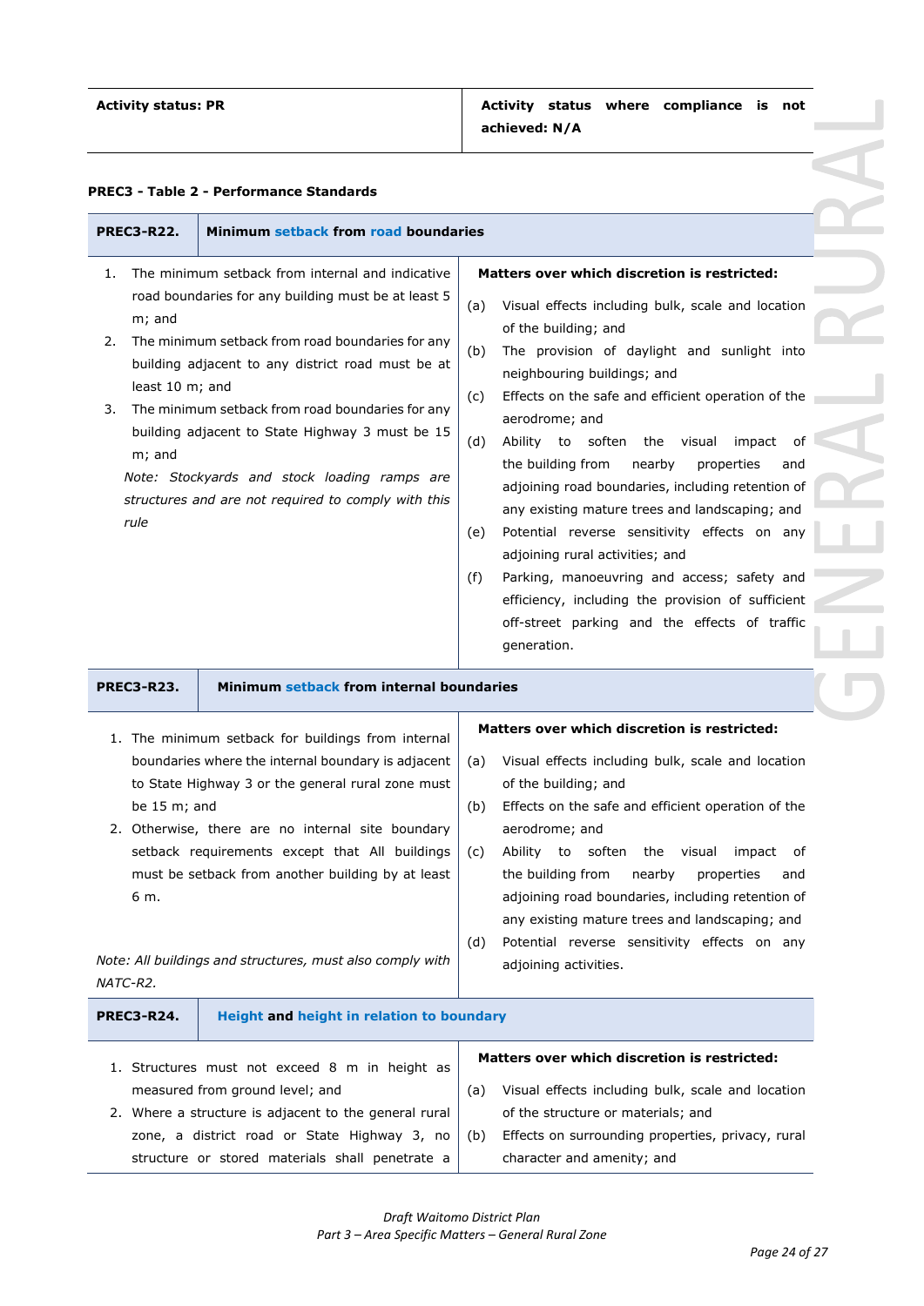| Activity status: PR | Activity status where compliance is not achieved: N/A |
|---|---|

**PREC3 - Table 2 - Performance Standards**

| PREC3-R22. | Minimum setback from road boundaries |
|---|---|
| 1. The minimum setback from internal and indicative road boundaries for any building must be at least 5 m; and<br>2. The minimum setback from road boundaries for any building adjacent to any district road must be at least 10 m; and<br>3. The minimum setback from road boundaries for any building adjacent to State Highway 3 must be 15 m; and<br>*Note: Stockyards and stock loading ramps are structures and are not required to comply with this rule* | **Matters over which discretion is restricted:**<br>(a) Visual effects including bulk, scale and location of the building; and<br>(b) The provision of daylight and sunlight into neighbouring buildings; and<br>(c) Effects on the safe and efficient operation of the aerodrome; and<br>(d) Ability to soften the visual impact of the building from nearby properties and adjoining road boundaries, including retention of any existing mature trees and landscaping; and<br>(e) Potential reverse sensitivity effects on any adjoining rural activities; and<br>(f) Parking, manoeuvring and access; safety and efficiency, including the provision of sufficient off-street parking and the effects of traffic generation. |

| PREC3-R23. | Minimum setback from internal boundaries |
|---|---|
| 1. The minimum setback for buildings from internal boundaries where the internal boundary is adjacent to State Highway 3 or the general rural zone must be 15 m; and<br>2. Otherwise, there are no internal site boundary setback requirements except that All buildings must be setback from another building by at least 6 m.<br>*Note: All buildings and structures, must also comply with NATC-R2.* | **Matters over which discretion is restricted:**<br>(a) Visual effects including bulk, scale and location of the building; and<br>(b) Effects on the safe and efficient operation of the aerodrome; and<br>(c) Ability to soften the visual impact of the building from nearby properties and adjoining road boundaries, including retention of any existing mature trees and landscaping; and<br>(d) Potential reverse sensitivity effects on any adjoining activities. |

| PREC3-R24. | Height and height in relation to boundary |
|---|---|
| 1. Structures must not exceed 8 m in height as measured from ground level; and<br>2. Where a structure is adjacent to the general rural zone, a district road or State Highway 3, no structure or stored materials shall penetrate a | **Matters over which discretion is restricted:**<br>(a) Visual effects including bulk, scale and location of the structure or materials; and<br>(b) Effects on surrounding properties, privacy, rural character and amenity; and |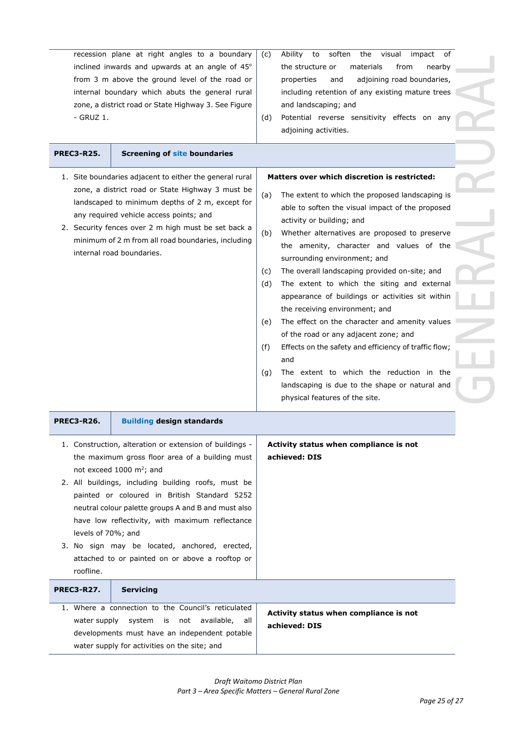| | |
|---|---|
| recession plane at right angles to a boundary inclined inwards and upwards at an angle of 45° from 3 m above the ground level of the road or internal boundary which abuts the general rural zone, a district road or State Highway 3. See Figure - GRUZ 1. | (c) Ability to soften the visual impact of the structure or materials from nearby properties and adjoining road boundaries, including retention of any existing mature trees and landscaping; and<br>(d) Potential reverse sensitivity effects on any adjoining activities. |

| **PREC3-R25.** | **Screening of site boundaries** |
|---|---|
| 1. Site boundaries adjacent to either the general rural zone, a district road or State Highway 3 must be landscaped to minimum depths of 2 m, except for any required vehicle access points; and<br>2. Security fences over 2 m high must be set back a minimum of 2 m from all road boundaries, including internal road boundaries. | **Matters over which discretion is restricted:**<br>(a) The extent to which the proposed landscaping is able to soften the visual impact of the proposed activity or building; and<br>(b) Whether alternatives are proposed to preserve the amenity, character and values of the surrounding environment; and<br>(c) The overall landscaping provided on-site; and<br>(d) The extent to which the siting and external appearance of buildings or activities sit within the receiving environment; and<br>(e) The effect on the character and amenity values of the road or any adjacent zone; and<br>(f) Effects on the safety and efficiency of traffic flow; and<br>(g) The extent to which the reduction in the landscaping is due to the shape or natural and physical features of the site. |

| **PREC3-R26.** | **Building design standards** |
|---|---|
| 1. Construction, alteration or extension of buildings - the maximum gross floor area of a building must not exceed 1000 m²; and<br>2. All buildings, including building roofs, must be painted or coloured in British Standard 5252 neutral colour palette groups A and B and must also have low reflectivity, with maximum reflectance levels of 70%; and<br>3. No sign may be located, anchored, erected, attached to or painted on or above a rooftop or roofline. | **Activity status when compliance is not achieved: DIS** |

| **PREC3-R27.** | **Servicing** |
|---|---|
| 1. Where a connection to the Council's reticulated water supply system is not available, all developments must have an independent potable water supply for activities on the site; and | **Activity status when compliance is not achieved: DIS** |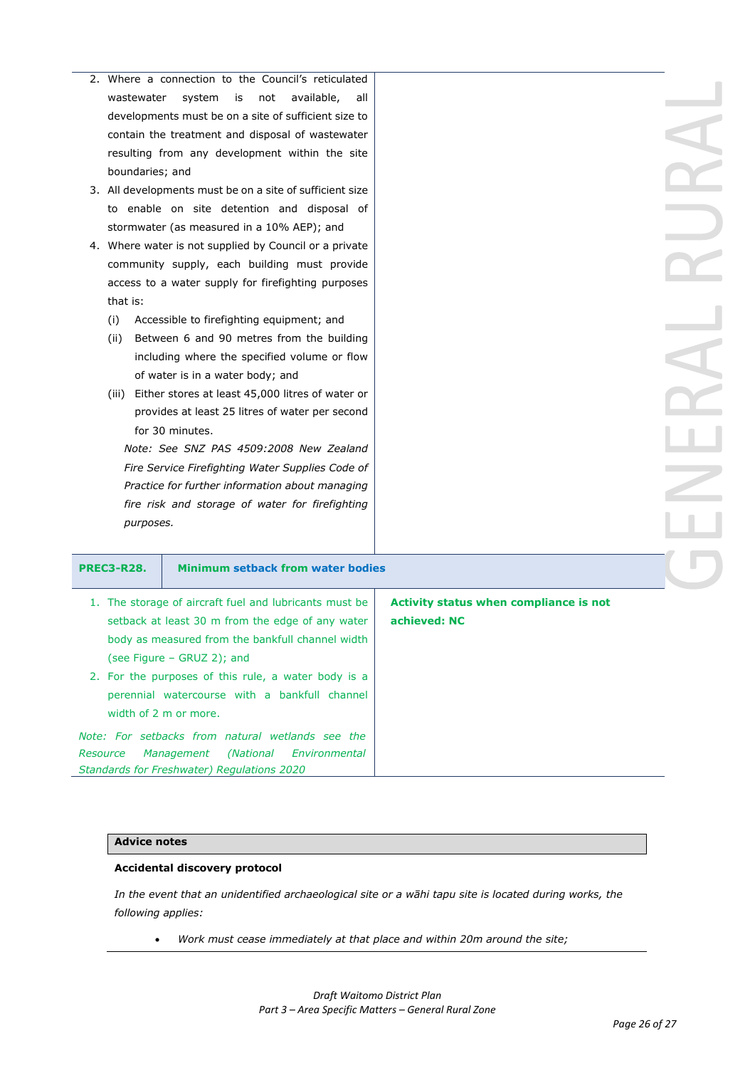| | |
|---|---|
| 2. Where a connection to the Council's reticulated wastewater system is not available, all developments must be on a site of sufficient size to contain the treatment and disposal of wastewater resulting from any development within the site boundaries; and<br>3. All developments must be on a site of sufficient size to enable on site detention and disposal of stormwater (as measured in a 10% AEP); and<br>4. Where water is not supplied by Council or a private community supply, each building must provide access to a water supply for firefighting purposes that is:<br>(i) Accessible to firefighting equipment; and<br>(ii) Between 6 and 90 metres from the building including where the specified volume or flow of water is in a water body; and<br>(iii) Either stores at least 45,000 litres of water or provides at least 25 litres of water per second for 30 minutes.<br>*Note: See SNZ PAS 4509:2008 New Zealand Fire Service Firefighting Water Supplies Code of Practice for further information about managing fire risk and storage of water for firefighting purposes.* | |

| **PREC3-R28.** | **Minimum setback from water bodies** |
|---|---|
| 1. The storage of aircraft fuel and lubricants must be setback at least 30 m from the edge of any water body as measured from the bankfull channel width (see Figure – GRUZ 2); and<br>2. For the purposes of this rule, a water body is a perennial watercourse with a bankfull channel width of 2 m or more.<br>*Note: For setbacks from natural wetlands see the Resource Management (National Environmental Standards for Freshwater) Regulations 2020* | **Activity status when compliance is not achieved: NC** |

**Advice notes**

**Accidental discovery protocol**

*In the event that an unidentified archaeological site or a wāhi tapu site is located during works, the following applies:*

- *Work must cease immediately at that place and within 20m around the site;*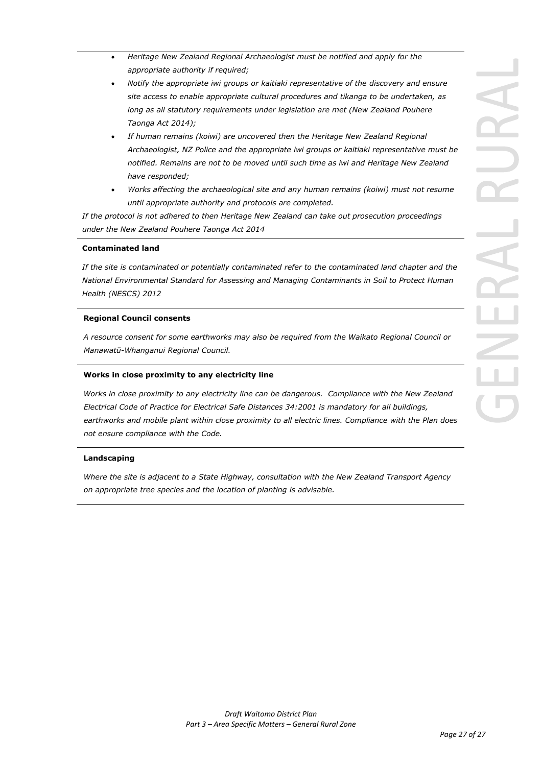- *Heritage New Zealand Regional Archaeologist must be notified and apply for the appropriate authority if required;*
- *Notify the appropriate iwi groups or kaitiaki representative of the discovery and ensure site access to enable appropriate cultural procedures and tikanga to be undertaken, as long as all statutory requirements under legislation are met (New Zealand Pouhere Taonga Act 2014);*
- *If human remains (koiwi) are uncovered then the Heritage New Zealand Regional Archaeologist, NZ Police and the appropriate iwi groups or kaitiaki representative must be notified. Remains are not to be moved until such time as iwi and Heritage New Zealand have responded;*
- *Works affecting the archaeological site and any human remains (koiwi) must not resume until appropriate authority and protocols are completed.*

*If the protocol is not adhered to then Heritage New Zealand can take out prosecution proceedings under the New Zealand Pouhere Taonga Act 2014*

**Contaminated land**

*If the site is contaminated or potentially contaminated refer to the contaminated land chapter and the National Environmental Standard for Assessing and Managing Contaminants in Soil to Protect Human Health (NESCS) 2012*

**Regional Council consents**

*A resource consent for some earthworks may also be required from the Waikato Regional Council or Manawatū-Whanganui Regional Council.*

**Works in close proximity to any electricity line**

*Works in close proximity to any electricity line can be dangerous. Compliance with the New Zealand Electrical Code of Practice for Electrical Safe Distances 34:2001 is mandatory for all buildings, earthworks and mobile plant within close proximity to all electric lines. Compliance with the Plan does not ensure compliance with the Code.*

**Landscaping**

*Where the site is adjacent to a State Highway, consultation with the New Zealand Transport Agency on appropriate tree species and the location of planting is advisable.*